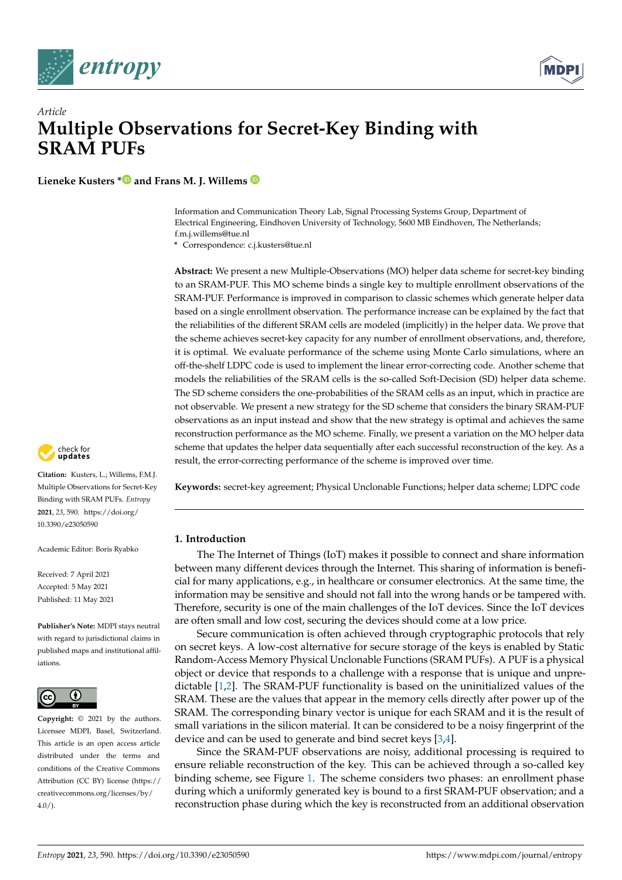*Article*

# Multiple Observations for Secret-Key Binding with SRAM PUFs

**Lieneke Kusters * and Frans M. J. Willems**

Information and Communication Theory Lab, Signal Processing Systems Group, Department of Electrical Engineering, Eindhoven University of Technology, 5600 MB Eindhoven, The Netherlands; f.m.j.willems@tue.nl

\* Correspondence: c.j.kusters@tue.nl

**Abstract:** We present a new Multiple-Observations (MO) helper data scheme for secret-key binding to an SRAM-PUF. This MO scheme binds a single key to multiple enrollment observations of the SRAM-PUF. Performance is improved in comparison to classic schemes which generate helper data based on a single enrollment observation. The performance increase can be explained by the fact that the reliabilities of the different SRAM cells are modeled (implicitly) in the helper data. We prove that the scheme achieves secret-key capacity for any number of enrollment observations, and, therefore, it is optimal. We evaluate performance of the scheme using Monte Carlo simulations, where an off-the-shelf LDPC code is used to implement the linear error-correcting code. Another scheme that models the reliabilities of the SRAM cells is the so-called Soft-Decision (SD) helper data scheme. The SD scheme considers the one-probabilities of the SRAM cells as an input, which in practice are not observable. We present a new strategy for the SD scheme that considers the binary SRAM-PUF observations as an input instead and show that the new strategy is optimal and achieves the same reconstruction performance as the MO scheme. Finally, we present a variation on the MO helper data scheme that updates the helper data sequentially after each successful reconstruction of the key. As a result, the error-correcting performance of the scheme is improved over time.

**Keywords:** secret-key agreement; Physical Unclonable Functions; helper data scheme; LDPC code

**Citation:** Kusters, L.; Willems, F.M.J. Multiple Observations for Secret-Key Binding with SRAM PUFs. *Entropy* **2021**, *23*, 590. https://doi.org/10.3390/e23050590

Academic Editor: Boris Ryabko

Received: 7 April 2021
Accepted: 5 May 2021
Published: 11 May 2021

**Publisher's Note:** MDPI stays neutral with regard to jurisdictional claims in published maps and institutional affiliations.

**Copyright:** © 2021 by the authors. Licensee MDPI, Basel, Switzerland. This article is an open access article distributed under the terms and conditions of the Creative Commons Attribution (CC BY) license (https://creativecommons.org/licenses/by/4.0/).

## 1. Introduction

The The Internet of Things (IoT) makes it possible to connect and share information between many different devices through the Internet. This sharing of information is beneficial for many applications, e.g., in healthcare or consumer electronics. At the same time, the information may be sensitive and should not fall into the wrong hands or be tampered with. Therefore, security is one of the main challenges of the IoT devices. Since the IoT devices are often small and low cost, securing the devices should come at a low price.

Secure communication is often achieved through cryptographic protocols that rely on secret keys. A low-cost alternative for secure storage of the keys is enabled by Static Random-Access Memory Physical Unclonable Functions (SRAM PUFs). A PUF is a physical object or device that responds to a challenge with a response that is unique and unpredictable [1,2]. The SRAM-PUF functionality is based on the uninitialized values of the SRAM. These are the values that appear in the memory cells directly after power up of the SRAM. The corresponding binary vector is unique for each SRAM and it is the result of small variations in the silicon material. It can be considered to be a noisy fingerprint of the device and can be used to generate and bind secret keys [3,4].

Since the SRAM-PUF observations are noisy, additional processing is required to ensure reliable reconstruction of the key. This can be achieved through a so-called key binding scheme, see Figure 1. The scheme considers two phases: an enrollment phase during which a uniformly generated key is bound to a first SRAM-PUF observation; and a reconstruction phase during which the key is reconstructed from an additional observation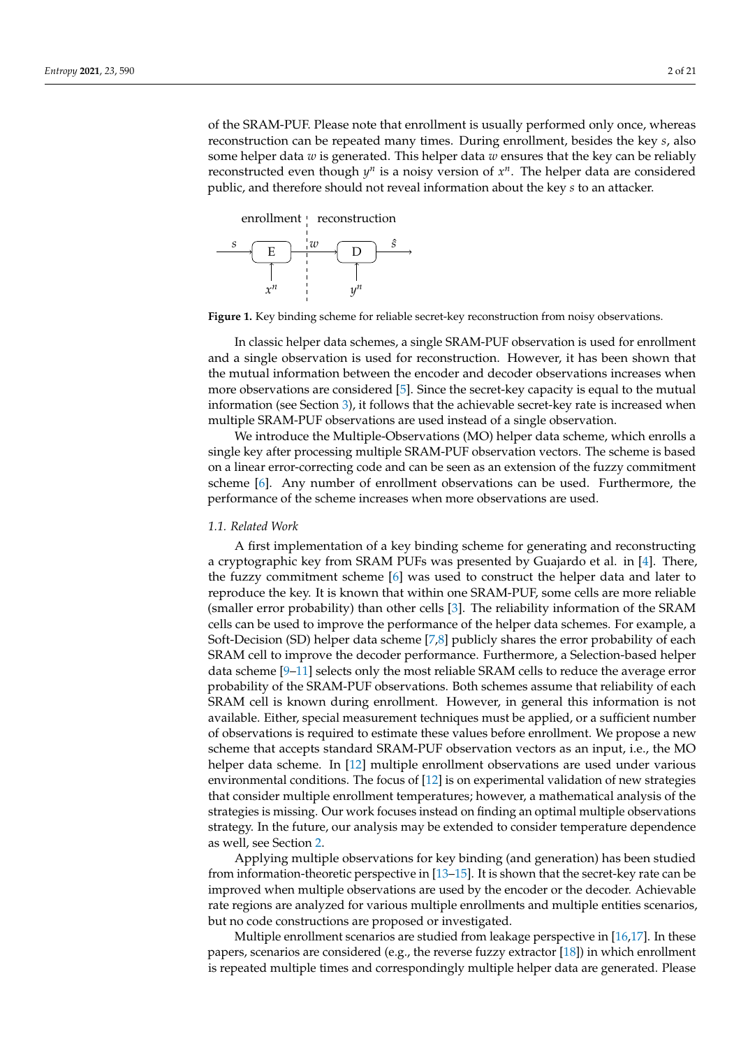of the SRAM-PUF. Please note that enrollment is usually performed only once, whereas reconstruction can be repeated many times. During enrollment, besides the key $s$, also some helper data $w$ is generated. This helper data $w$ ensures that the key can be reliably reconstructed even though $y^n$ is a noisy version of $x^n$. The helper data are considered public, and therefore should not reveal information about the key $s$ to an attacker.

enrollment
reconstruction
$s$
E
$w$
D
$\hat{s}$
$x^n$
$y^n$

**Figure 1.** Key binding scheme for reliable secret-key reconstruction from noisy observations.

In classic helper data schemes, a single SRAM-PUF observation is used for enrollment and a single observation is used for reconstruction. However, it has been shown that the mutual information between the encoder and decoder observations increases when more observations are considered [5]. Since the secret-key capacity is equal to the mutual information (see Section 3), it follows that the achievable secret-key rate is increased when multiple SRAM-PUF observations are used instead of a single observation.

We introduce the Multiple-Observations (MO) helper data scheme, which enrolls a single key after processing multiple SRAM-PUF observation vectors. The scheme is based on a linear error-correcting code and can be seen as an extension of the fuzzy commitment scheme [6]. Any number of enrollment observations can be used. Furthermore, the performance of the scheme increases when more observations are used.

### 1.1. Related Work

A first implementation of a key binding scheme for generating and reconstructing a cryptographic key from SRAM PUFs was presented by Guajardo et al. in [4]. There, the fuzzy commitment scheme [6] was used to construct the helper data and later to reproduce the key. It is known that within one SRAM-PUF, some cells are more reliable (smaller error probability) than other cells [3]. The reliability information of the SRAM cells can be used to improve the performance of the helper data schemes. For example, a Soft-Decision (SD) helper data scheme [7,8] publicly shares the error probability of each SRAM cell to improve the decoder performance. Furthermore, a Selection-based helper data scheme [9–11] selects only the most reliable SRAM cells to reduce the average error probability of the SRAM-PUF observations. Both schemes assume that reliability of each SRAM cell is known during enrollment. However, in general this information is not available. Either, special measurement techniques must be applied, or a sufficient number of observations is required to estimate these values before enrollment. We propose a new scheme that accepts standard SRAM-PUF observation vectors as an input, i.e., the MO helper data scheme. In [12] multiple enrollment observations are used under various environmental conditions. The focus of [12] is on experimental validation of new strategies that consider multiple enrollment temperatures; however, a mathematical analysis of the strategies is missing. Our work focuses instead on finding an optimal multiple observations strategy. In the future, our analysis may be extended to consider temperature dependence as well, see Section 2.

Applying multiple observations for key binding (and generation) has been studied from information-theoretic perspective in [13–15]. It is shown that the secret-key rate can be improved when multiple observations are used by the encoder or the decoder. Achievable rate regions are analyzed for various multiple enrollments and multiple entities scenarios, but no code constructions are proposed or investigated.

Multiple enrollment scenarios are studied from leakage perspective in [16,17]. In these papers, scenarios are considered (e.g., the reverse fuzzy extractor [18]) in which enrollment is repeated multiple times and correspondingly multiple helper data are generated. Please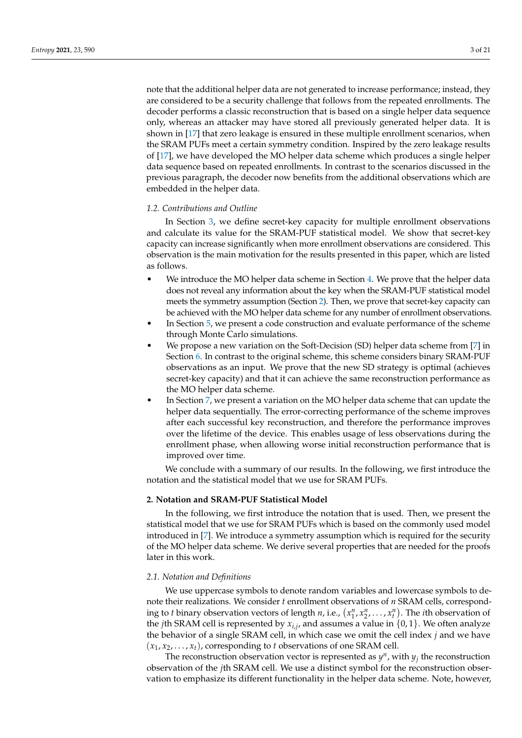note that the additional helper data are not generated to increase performance; instead, they are considered to be a security challenge that follows from the repeated enrollments. The decoder performs a classic reconstruction that is based on a single helper data sequence only, whereas an attacker may have stored all previously generated helper data. It is shown in [17] that zero leakage is ensured in these multiple enrollment scenarios, when the SRAM PUFs meet a certain symmetry condition. Inspired by the zero leakage results of [17], we have developed the MO helper data scheme which produces a single helper data sequence based on repeated enrollments. In contrast to the scenarios discussed in the previous paragraph, the decoder now benefits from the additional observations which are embedded in the helper data.

### 1.2. Contributions and Outline

In Section 3, we define secret-key capacity for multiple enrollment observations and calculate its value for the SRAM-PUF statistical model. We show that secret-key capacity can increase significantly when more enrollment observations are considered. This observation is the main motivation for the results presented in this paper, which are listed as follows.

- We introduce the MO helper data scheme in Section 4. We prove that the helper data does not reveal any information about the key when the SRAM-PUF statistical model meets the symmetry assumption (Section 2). Then, we prove that secret-key capacity can be achieved with the MO helper data scheme for any number of enrollment observations.
- In Section 5, we present a code construction and evaluate performance of the scheme through Monte Carlo simulations.
- We propose a new variation on the Soft-Decision (SD) helper data scheme from [7] in Section 6. In contrast to the original scheme, this scheme considers binary SRAM-PUF observations as an input. We prove that the new SD strategy is optimal (achieves secret-key capacity) and that it can achieve the same reconstruction performance as the MO helper data scheme.
- In Section 7, we present a variation on the MO helper data scheme that can update the helper data sequentially. The error-correcting performance of the scheme improves after each successful key reconstruction, and therefore the performance improves over the lifetime of the device. This enables usage of less observations during the enrollment phase, when allowing worse initial reconstruction performance that is improved over time.

We conclude with a summary of our results. In the following, we first introduce the notation and the statistical model that we use for SRAM PUFs.

## 2. Notation and SRAM-PUF Statistical Model

In the following, we first introduce the notation that is used. Then, we present the statistical model that we use for SRAM PUFs which is based on the commonly used model introduced in [7]. We introduce a symmetry assumption which is required for the security of the MO helper data scheme. We derive several properties that are needed for the proofs later in this work.

### 2.1. Notation and Definitions

We use uppercase symbols to denote random variables and lowercase symbols to denote their realizations. We consider $t$ enrollment observations of $n$ SRAM cells, corresponding to $t$ binary observation vectors of length $n$, i.e., $(x_1^n, x_2^n, \ldots, x_t^n)$. The $i$th observation of the $j$th SRAM cell is represented by $x_{i,j}$, and assumes a value in $\{0,1\}$. We often analyze the behavior of a single SRAM cell, in which case we omit the cell index $j$ and we have $(x_1, x_2, \ldots, x_t)$, corresponding to $t$ observations of one SRAM cell.

The reconstruction observation vector is represented as $y^n$, with $y_j$ the reconstruction observation of the $j$th SRAM cell. We use a distinct symbol for the reconstruction observation to emphasize its different functionality in the helper data scheme. Note, however,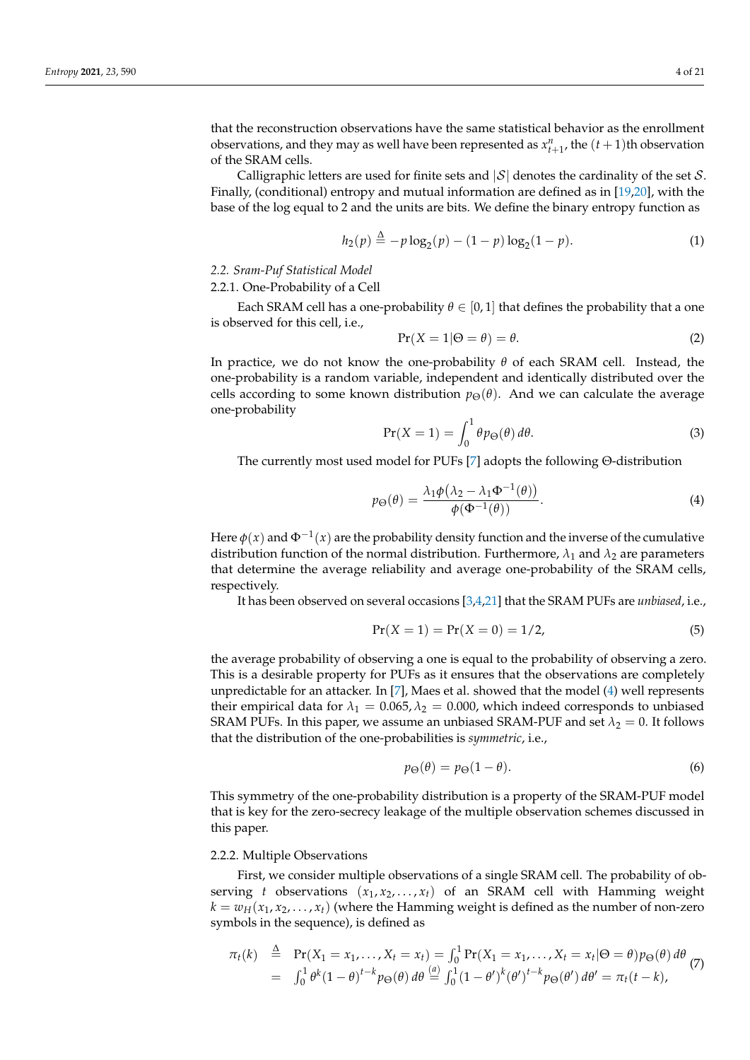that the reconstruction observations have the same statistical behavior as the enrollment observations, and they may as well have been represented as $x_{t+1}^n$, the $(t+1)$th observation of the SRAM cells.

Calligraphic letters are used for finite sets and $|\mathcal{S}|$ denotes the cardinality of the set $\mathcal{S}$. Finally, (conditional) entropy and mutual information are defined as in [19,20], with the base of the log equal to 2 and the units are bits. We define the binary entropy function as

$$h_2(p) \stackrel{\Delta}{=} -p\log_2(p) - (1-p)\log_2(1-p). \tag{1}$$

### 2.2. Sram-Puf Statistical Model

#### 2.2.1. One-Probability of a Cell

Each SRAM cell has a one-probability $\theta \in [0,1]$ that defines the probability that a one is observed for this cell, i.e.,

$$\Pr(X=1|\Theta=\theta) = \theta. \tag{2}$$

In practice, we do not know the one-probability $\theta$ of each SRAM cell. Instead, the one-probability is a random variable, independent and identically distributed over the cells according to some known distribution $p_\Theta(\theta)$. And we can calculate the average one-probability

$$\Pr(X=1) = \int_0^1 \theta p_\Theta(\theta)\, d\theta. \tag{3}$$

The currently most used model for PUFs [7] adopts the following $\Theta$-distribution

$$p_\Theta(\theta) = \frac{\lambda_1 \phi\big(\lambda_2 - \lambda_1 \Phi^{-1}(\theta)\big)}{\phi(\Phi^{-1}(\theta))}. \tag{4}$$

Here $\phi(x)$ and $\Phi^{-1}(x)$ are the probability density function and the inverse of the cumulative distribution function of the normal distribution. Furthermore, $\lambda_1$ and $\lambda_2$ are parameters that determine the average reliability and average one-probability of the SRAM cells, respectively.

It has been observed on several occasions [3,4,21] that the SRAM PUFs are *unbiased*, i.e.,

$$\Pr(X=1) = \Pr(X=0) = 1/2, \tag{5}$$

the average probability of observing a one is equal to the probability of observing a zero. This is a desirable property for PUFs as it ensures that the observations are completely unpredictable for an attacker. In [7], Maes et al. showed that the model (4) well represents their empirical data for $\lambda_1 = 0.065, \lambda_2 = 0.000$, which indeed corresponds to unbiased SRAM PUFs. In this paper, we assume an unbiased SRAM-PUF and set $\lambda_2 = 0$. It follows that the distribution of the one-probabilities is *symmetric*, i.e.,

$$p_\Theta(\theta) = p_\Theta(1-\theta). \tag{6}$$

This symmetry of the one-probability distribution is a property of the SRAM-PUF model that is key for the zero-secrecy leakage of the multiple observation schemes discussed in this paper.

#### 2.2.2. Multiple Observations

First, we consider multiple observations of a single SRAM cell. The probability of observing $t$ observations $(x_1, x_2, \ldots, x_t)$ of an SRAM cell with Hamming weight $k = w_H(x_1, x_2, \ldots, x_t)$ (where the Hamming weight is defined as the number of non-zero symbols in the sequence), is defined as

$$\begin{aligned} \pi_t(k) &\stackrel{\Delta}{=} \Pr(X_1 = x_1, \ldots, X_t = x_t) = \textstyle\int_0^1 \Pr(X_1 = x_1, \ldots, X_t = x_t|\Theta=\theta) p_\Theta(\theta)\, d\theta \\ &= \textstyle\int_0^1 \theta^k (1-\theta)^{t-k} p_\Theta(\theta)\, d\theta \stackrel{(a)}{=} \int_0^1 (1-\theta')^k (\theta')^{t-k} p_\Theta(\theta')\, d\theta' = \pi_t(t-k), \end{aligned} \tag{7}$$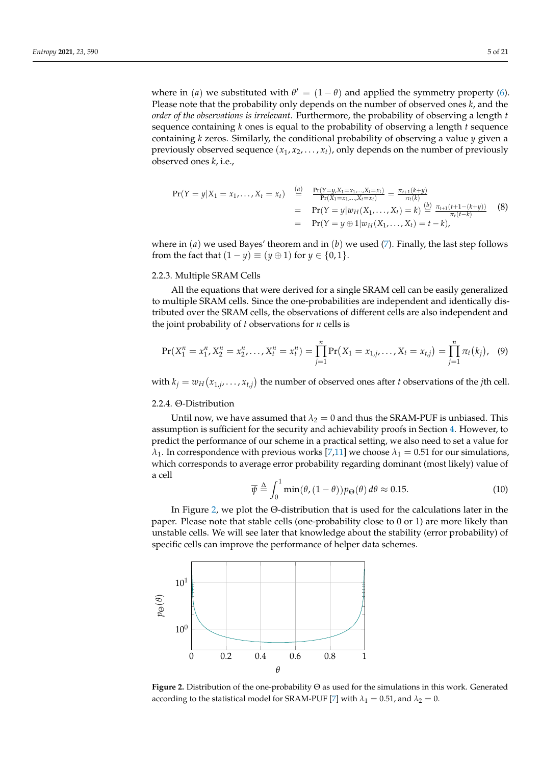where in $(a)$ we substituted with $\theta' = (1-\theta)$ and applied the symmetry property (6). Please note that the probability only depends on the number of observed ones $k$, and the *order of the observations is irrelevant*. Furthermore, the probability of observing a length $t$ sequence containing $k$ ones is equal to the probability of observing a length $t$ sequence containing $k$ zeros. Similarly, the conditional probability of observing a value $y$ given a previously observed sequence $(x_1, x_2, \ldots, x_t)$, only depends on the number of previously observed ones $k$, i.e.,

$$
\begin{aligned}
\Pr(Y = y | X_1 = x_1, \ldots, X_t = x_t) &\overset{(a)}{=} \frac{\Pr(Y=y, X_1=x_1,\ldots,X_t=x_t)}{\Pr(X_1=x_1,\ldots,X_t=x_t)} = \frac{\pi_{t+1}(k+y)}{\pi_t(k)} \\
&= \Pr(Y = y | w_H(X_1, \ldots, X_t) = k) \overset{(b)}{=} \frac{\pi_{t+1}(t+1-(k+y))}{\pi_t(t-k)} \\
&= \Pr(Y = y \oplus 1 | w_H(X_1, \ldots, X_t) = t-k),
\end{aligned}
\tag{8}
$$

where in $(a)$ we used Bayes' theorem and in $(b)$ we used (7). Finally, the last step follows from the fact that $(1-y) \equiv (y \oplus 1)$ for $y \in \{0, 1\}$.

### 2.2.3. Multiple SRAM Cells

All the equations that were derived for a single SRAM cell can be easily generalized to multiple SRAM cells. Since the one-probabilities are independent and identically distributed over the SRAM cells, the observations of different cells are also independent and the joint probability of $t$ observations for $n$ cells is

$$
\Pr(X_1^n = x_1^n, X_2^n = x_2^n, \ldots, X_t^n = x_t^n) = \prod_{j=1}^{n} \Pr\big(X_1 = x_{1,j}, \ldots, X_t = x_{t,j}\big) = \prod_{j=1}^{n} \pi_t\big(k_j\big), \tag{9}
$$

with $k_j = w_H\big(x_{1,j}, \ldots, x_{t,j}\big)$ the number of observed ones after $t$ observations of the $j$th cell.

### 2.2.4. Θ-Distribution

Until now, we have assumed that $\lambda_2 = 0$ and thus the SRAM-PUF is unbiased. This assumption is sufficient for the security and achievability proofs in Section 4. However, to predict the performance of our scheme in a practical setting, we also need to set a value for $\lambda_1$. In correspondence with previous works [7,11] we choose $\lambda_1 = 0.51$ for our simulations, which corresponds to average error probability regarding dominant (most likely) value of a cell

$$
\overline{\psi} \overset{\Delta}{=} \int_0^1 \min(\theta, (1-\theta)) p_\Theta(\theta)\, d\theta \approx 0.15. \tag{10}
$$

In Figure 2, we plot the Θ-distribution that is used for the calculations later in the paper. Please note that stable cells (one-probability close to 0 or 1) are more likely than unstable cells. We will see later that knowledge about the stability (error probability) of specific cells can improve the performance of helper data schemes.

**Figure 2.** Distribution of the one-probability Θ as used for the simulations in this work. Generated according to the statistical model for SRAM-PUF [7] with $\lambda_1 = 0.51$, and $\lambda_2 = 0$.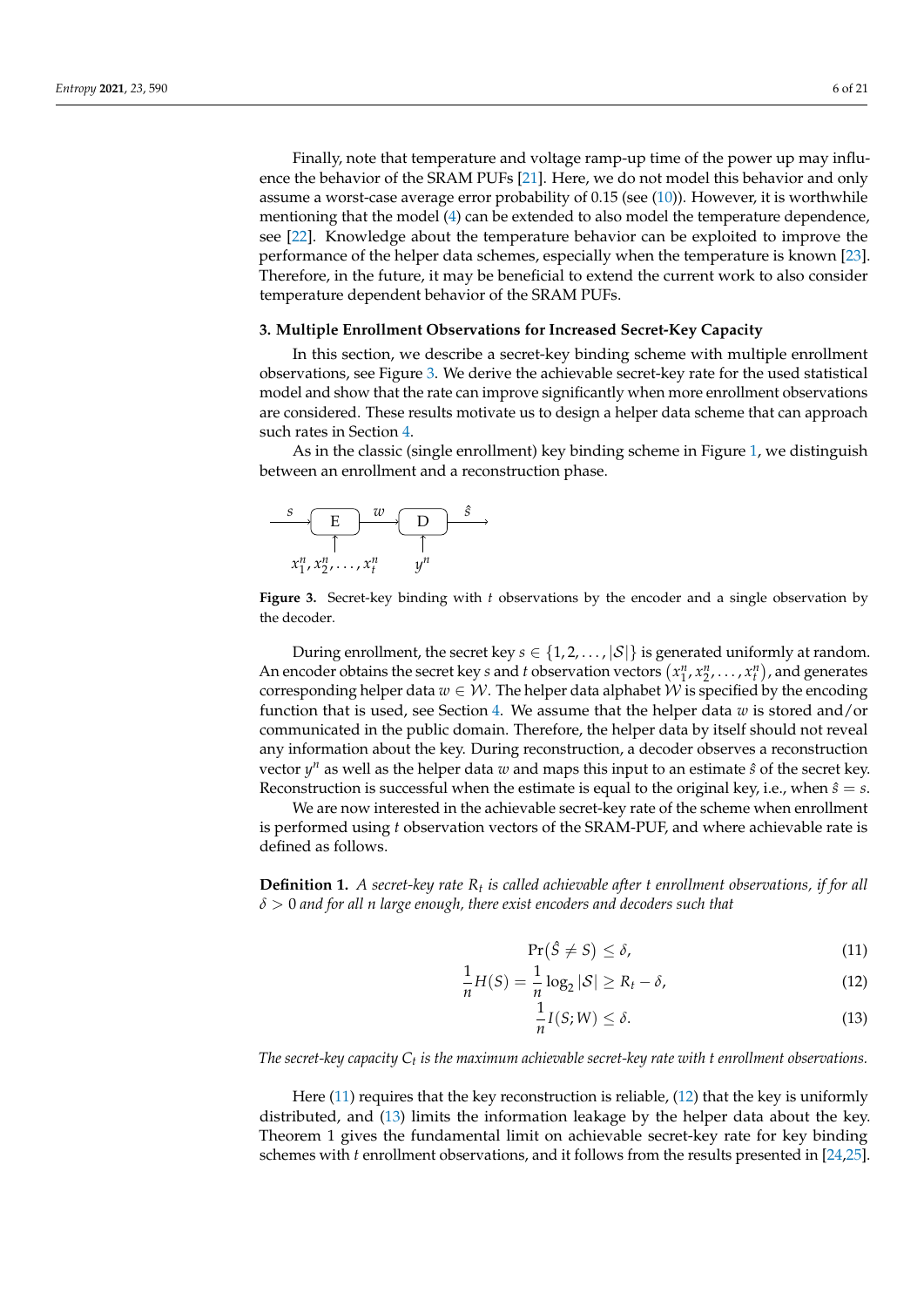Finally, note that temperature and voltage ramp-up time of the power up may influence the behavior of the SRAM PUFs [21]. Here, we do not model this behavior and only assume a worst-case average error probability of 0.15 (see (10)). However, it is worthwhile mentioning that the model (4) can be extended to also model the temperature dependence, see [22]. Knowledge about the temperature behavior can be exploited to improve the performance of the helper data schemes, especially when the temperature is known [23]. Therefore, in the future, it may be beneficial to extend the current work to also consider temperature dependent behavior of the SRAM PUFs.

## 3. Multiple Enrollment Observations for Increased Secret-Key Capacity

In this section, we describe a secret-key binding scheme with multiple enrollment observations, see Figure 3. We derive the achievable secret-key rate for the used statistical model and show that the rate can improve significantly when more enrollment observations are considered. These results motivate us to design a helper data scheme that can approach such rates in Section 4.

As in the classic (single enrollment) key binding scheme in Figure 1, we distinguish between an enrollment and a reconstruction phase.

$s$ E $w$ D $\hat{s}$

$x_1^n, x_2^n, \ldots, x_t^n$ $y^n$

**Figure 3.** Secret-key binding with $t$ observations by the encoder and a single observation by the decoder.

During enrollment, the secret key $s \in \{1, 2, \ldots, |\mathcal{S}|\}$ is generated uniformly at random. An encoder obtains the secret key $s$ and $t$ observation vectors $\left(x_1^n, x_2^n, \ldots, x_t^n\right)$, and generates corresponding helper data $w \in \mathcal{W}$. The helper data alphabet $\mathcal{W}$ is specified by the encoding function that is used, see Section 4. We assume that the helper data $w$ is stored and/or communicated in the public domain. Therefore, the helper data by itself should not reveal any information about the key. During reconstruction, a decoder observes a reconstruction vector $y^n$ as well as the helper data $w$ and maps this input to an estimate $\hat{s}$ of the secret key. Reconstruction is successful when the estimate is equal to the original key, i.e., when $\hat{s} = s$.

We are now interested in the achievable secret-key rate of the scheme when enrollment is performed using $t$ observation vectors of the SRAM-PUF, and where achievable rate is defined as follows.

**Definition 1.** *A secret-key rate $R_t$ is called achievable after $t$ enrollment observations, if for all $\delta > 0$ and for all $n$ large enough, there exist encoders and decoders such that*

$$\Pr(\hat{S} \neq S) \leq \delta, \tag{11}$$

$$\frac{1}{n} H(S) = \frac{1}{n} \log_2 |\mathcal{S}| \geq R_t - \delta, \tag{12}$$

$$\frac{1}{n} I(S; W) \leq \delta. \tag{13}$$

*The secret-key capacity $C_t$ is the maximum achievable secret-key rate with $t$ enrollment observations.*

Here (11) requires that the key reconstruction is reliable, (12) that the key is uniformly distributed, and (13) limits the information leakage by the helper data about the key. Theorem 1 gives the fundamental limit on achievable secret-key rate for key binding schemes with $t$ enrollment observations, and it follows from the results presented in [24,25].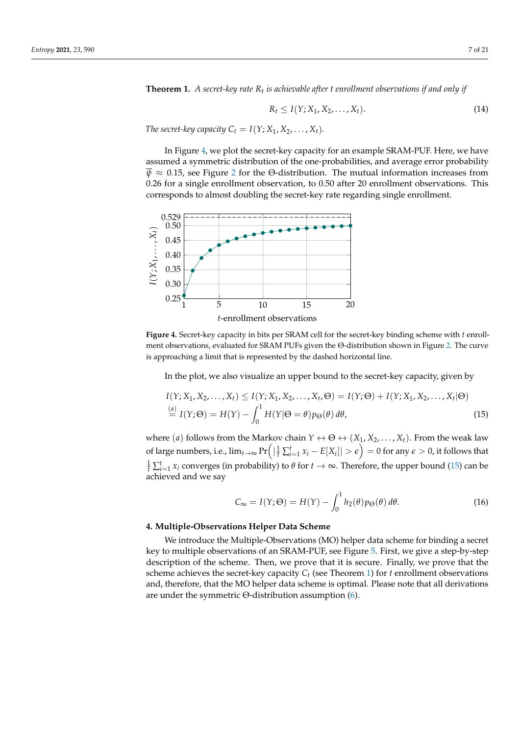**Theorem 1.** *A secret-key rate $R_t$ is achievable after t enrollment observations if and only if*

$$R_t \leq I(Y; X_1, X_2, \ldots, X_t). \tag{14}$$

*The secret-key capacity $C_t = I(Y; X_1, X_2, \ldots, X_t)$.*

In Figure 4, we plot the secret-key capacity for an example SRAM-PUF. Here, we have assumed a symmetric distribution of the one-probabilities, and average error probability $\overline{\psi} \approx 0.15$, see Figure 2 for the $\Theta$-distribution. The mutual information increases from 0.26 for a single enrollment observation, to 0.50 after 20 enrollment observations. This corresponds to almost doubling the secret-key rate regarding single enrollment.

0.529
0.50
0.45
0.40
0.35
0.30
0.25
$I(Y; X_1, \ldots, X_t)$
1
5
10
15
20
$t$-enrollment observations

**Figure 4.** Secret-key capacity in bits per SRAM cell for the secret-key binding scheme with $t$ enrollment observations, evaluated for SRAM PUFs given the $\Theta$-distribution shown in Figure 2. The curve is approaching a limit that is represented by the dashed horizontal line.

In the plot, we also visualize an upper bound to the secret-key capacity, given by

$$\begin{aligned} I(Y; X_1, X_2, \ldots, X_t) &\leq I(Y; X_1, X_2, \ldots, X_t, \Theta) = I(Y; \Theta) + I(Y; X_1, X_2, \ldots, X_t | \Theta) \\ &\overset{(a)}{=} I(Y; \Theta) = H(Y) - \int_0^1 H(Y|\Theta = \theta) p_\Theta(\theta) \, d\theta, \end{aligned} \tag{15}$$

where $(a)$ follows from the Markov chain $Y \leftrightarrow \Theta \leftrightarrow (X_1, X_2, \ldots, X_t)$. From the weak law of large numbers, i.e., $\lim_{t \to \infty} \Pr\left( |\frac{1}{t} \sum_{i=1}^{t} x_i - E[X_i]| > \epsilon \right) = 0$ for any $\epsilon > 0$, it follows that $\frac{1}{t} \sum_{i=1}^{t} x_i$ converges (in probability) to $\theta$ for $t \to \infty$. Therefore, the upper bound (15) can be achieved and we say

$$C_\infty = I(Y; \Theta) = H(Y) - \int_0^1 h_2(\theta) p_\Theta(\theta) \, d\theta. \tag{16}$$

## 4. Multiple-Observations Helper Data Scheme

We introduce the Multiple-Observations (MO) helper data scheme for binding a secret key to multiple observations of an SRAM-PUF, see Figure 5. First, we give a step-by-step description of the scheme. Then, we prove that it is secure. Finally, we prove that the scheme achieves the secret-key capacity $C_t$ (see Theorem 1) for $t$ enrollment observations and, therefore, that the MO helper data scheme is optimal. Please note that all derivations are under the symmetric $\Theta$-distribution assumption (6).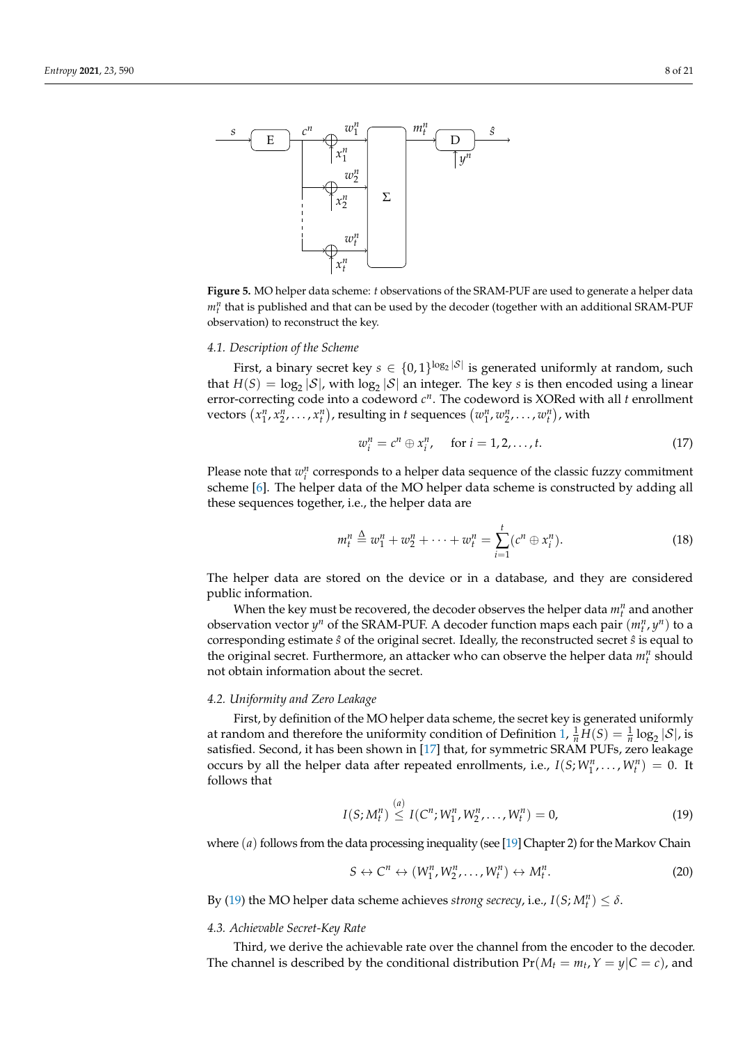s E $c^n$ $w_1^n$ $x_1^n$ $w_2^n$ $x_2^n$ $w_t^n$ $x_t^n$ Σ $m_t^n$ D $\hat{s}$ $y^n$

**Figure 5.** MO helper data scheme: $t$ observations of the SRAM-PUF are used to generate a helper data $m_t^n$ that is published and that can be used by the decoder (together with an additional SRAM-PUF observation) to reconstruct the key.

### 4.1. Description of the Scheme

First, a binary secret key $s \in \{0,1\}^{\log_2 |\mathcal{S}|}$ is generated uniformly at random, such that $H(S) = \log_2 |\mathcal{S}|$, with $\log_2 |\mathcal{S}|$ an integer. The key $s$ is then encoded using a linear error-correcting code into a codeword $c^n$. The codeword is XORed with all $t$ enrollment vectors $(x_1^n, x_2^n, \ldots, x_t^n)$, resulting in $t$ sequences $(w_1^n, w_2^n, \ldots, w_t^n)$, with

$$w_i^n = c^n \oplus x_i^n, \quad \text{for } i = 1, 2, \ldots, t. \tag{17}$$

Please note that $w_i^n$ corresponds to a helper data sequence of the classic fuzzy commitment scheme [6]. The helper data of the MO helper data scheme is constructed by adding all these sequences together, i.e., the helper data are

$$m_t^n \overset{\Delta}{=} w_1^n + w_2^n + \cdots + w_t^n = \sum_{i=1}^{t} (c^n \oplus x_i^n). \tag{18}$$

The helper data are stored on the device or in a database, and they are considered public information.

When the key must be recovered, the decoder observes the helper data $m_t^n$ and another observation vector $y^n$ of the SRAM-PUF. A decoder function maps each pair $(m_t^n, y^n)$ to a corresponding estimate $\hat{s}$ of the original secret. Ideally, the reconstructed secret $\hat{s}$ is equal to the original secret. Furthermore, an attacker who can observe the helper data $m_t^n$ should not obtain information about the secret.

### 4.2. Uniformity and Zero Leakage

First, by definition of the MO helper data scheme, the secret key is generated uniformly at random and therefore the uniformity condition of Definition 1, $\frac{1}{n} H(S) = \frac{1}{n} \log_2 |\mathcal{S}|$, is satisfied. Second, it has been shown in [17] that, for symmetric SRAM PUFs, zero leakage occurs by all the helper data after repeated enrollments, i.e., $I(S; W_1^n, \ldots, W_t^n) = 0$. It follows that

$$I(S; M_t^n) \overset{(a)}{\leq} I(C^n; W_1^n, W_2^n, \ldots, W_t^n) = 0, \tag{19}$$

where $(a)$ follows from the data processing inequality (see [19] Chapter 2) for the Markov Chain

$$S \leftrightarrow C^n \leftrightarrow (W_1^n, W_2^n, \ldots, W_t^n) \leftrightarrow M_t^n. \tag{20}$$

By (19) the MO helper data scheme achieves *strong secrecy*, i.e., $I(S; M_t^n) \leq \delta$.

### 4.3. Achievable Secret-Key Rate

Third, we derive the achievable rate over the channel from the encoder to the decoder. The channel is described by the conditional distribution $\Pr(M_t = m_t, Y = y | C = c)$, and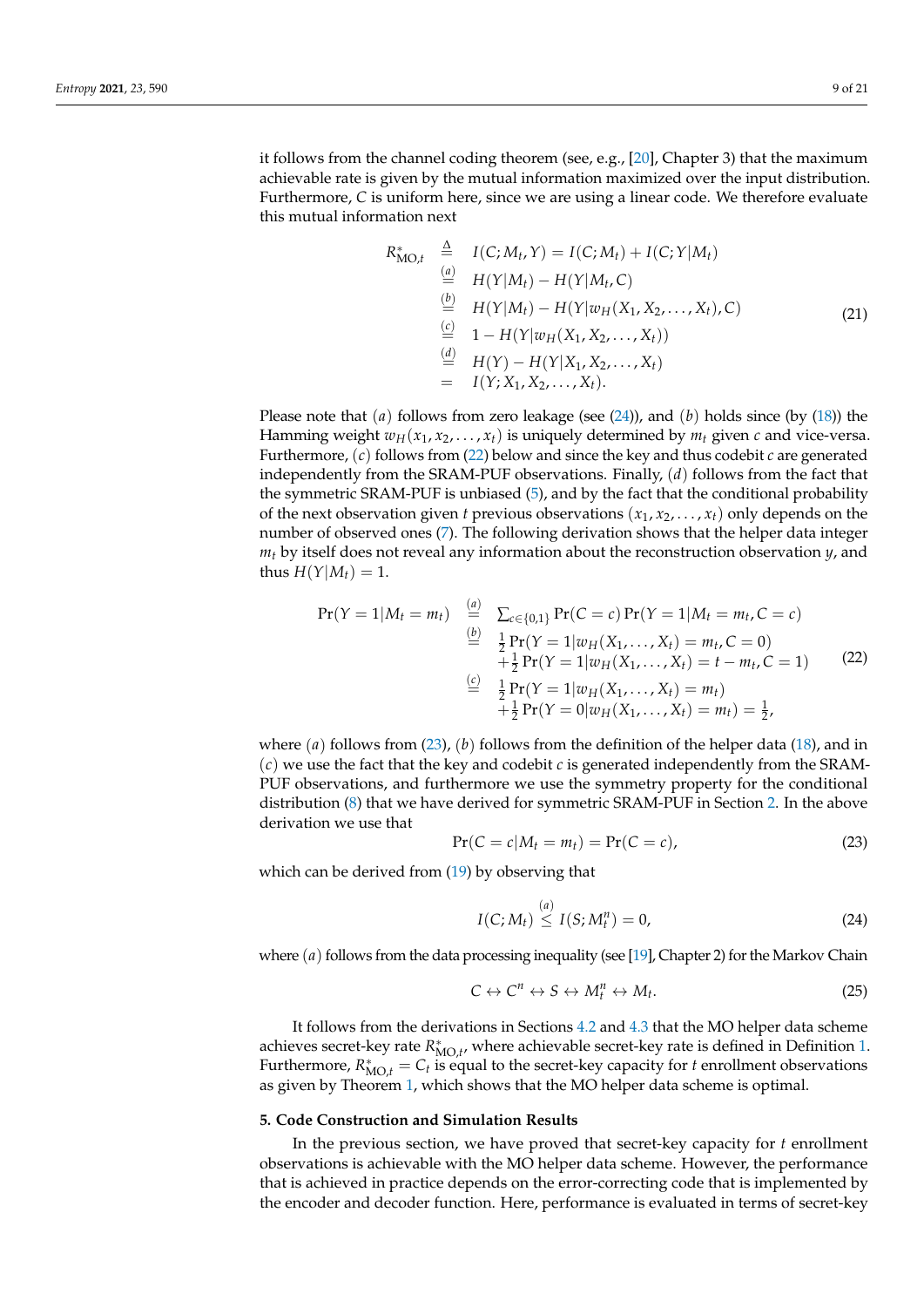it follows from the channel coding theorem (see, e.g., [20], Chapter 3) that the maximum achievable rate is given by the mutual information maximized over the input distribution. Furthermore, $C$ is uniform here, since we are using a linear code. We therefore evaluate this mutual information next

$$
\begin{aligned}
R^*_{\mathrm{MO},t} &\stackrel{\Delta}{=} I(C; M_t, Y) = I(C; M_t) + I(C; Y|M_t) \\
&\stackrel{(a)}{=} H(Y|M_t) - H(Y|M_t, C) \\
&\stackrel{(b)}{=} H(Y|M_t) - H(Y|w_H(X_1, X_2, \ldots, X_t), C) \\
&\stackrel{(c)}{=} 1 - H(Y|w_H(X_1, X_2, \ldots, X_t)) \\
&\stackrel{(d)}{=} H(Y) - H(Y|X_1, X_2, \ldots, X_t) \\
&= I(Y; X_1, X_2, \ldots, X_t).
\end{aligned}
\tag{21}
$$

Please note that $(a)$ follows from zero leakage (see (24)), and $(b)$ holds since (by (18)) the Hamming weight $w_H(x_1, x_2, \ldots, x_t)$ is uniquely determined by $m_t$ given $c$ and vice-versa. Furthermore, $(c)$ follows from (22) below and since the key and thus codebit $c$ are generated independently from the SRAM-PUF observations. Finally, $(d)$ follows from the fact that the symmetric SRAM-PUF is unbiased (5), and by the fact that the conditional probability of the next observation given $t$ previous observations $(x_1, x_2, \ldots, x_t)$ only depends on the number of observed ones (7). The following derivation shows that the helper data integer $m_t$ by itself does not reveal any information about the reconstruction observation $y$, and thus $H(Y|M_t) = 1$.

$$
\begin{aligned}
\Pr(Y = 1|M_t = m_t) &\stackrel{(a)}{=} \textstyle\sum_{c \in \{0,1\}} \Pr(C = c) \Pr(Y = 1|M_t = m_t, C = c) \\
&\stackrel{(b)}{=} \tfrac{1}{2} \Pr(Y = 1|w_H(X_1, \ldots, X_t) = m_t, C = 0) \\
&\quad + \tfrac{1}{2} \Pr(Y = 1|w_H(X_1, \ldots, X_t) = t - m_t, C = 1) \\
&\stackrel{(c)}{=} \tfrac{1}{2} \Pr(Y = 1|w_H(X_1, \ldots, X_t) = m_t) \\
&\quad + \tfrac{1}{2} \Pr(Y = 0|w_H(X_1, \ldots, X_t) = m_t) = \tfrac{1}{2},
\end{aligned}
\tag{22}
$$

where $(a)$ follows from (23), $(b)$ follows from the definition of the helper data (18), and in $(c)$ we use the fact that the key and codebit $c$ is generated independently from the SRAM-PUF observations, and furthermore we use the symmetry property for the conditional distribution (8) that we have derived for symmetric SRAM-PUF in Section 2. In the above derivation we use that

$$
\Pr(C = c|M_t = m_t) = \Pr(C = c),
\tag{23}
$$

which can be derived from (19) by observing that

$$
I(C; M_t) \stackrel{(a)}{\leq} I(S; M_t^n) = 0,
\tag{24}
$$

where $(a)$ follows from the data processing inequality (see [19], Chapter 2) for the Markov Chain

$$
C \leftrightarrow C^n \leftrightarrow S \leftrightarrow M_t^n \leftrightarrow M_t.
\tag{25}
$$

It follows from the derivations in Sections 4.2 and 4.3 that the MO helper data scheme achieves secret-key rate $R^*_{\mathrm{MO},t}$, where achievable secret-key rate is defined in Definition 1. Furthermore, $R^*_{\mathrm{MO},t} = C_t$ is equal to the secret-key capacity for $t$ enrollment observations as given by Theorem 1, which shows that the MO helper data scheme is optimal.

## 5. Code Construction and Simulation Results

In the previous section, we have proved that secret-key capacity for $t$ enrollment observations is achievable with the MO helper data scheme. However, the performance that is achieved in practice depends on the error-correcting code that is implemented by the encoder and decoder function. Here, performance is evaluated in terms of secret-key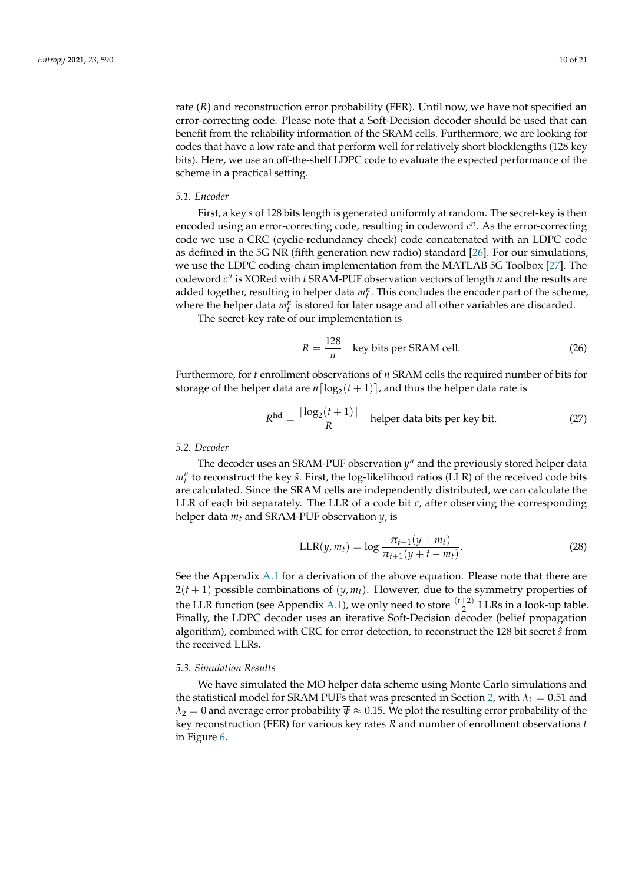rate ($R$) and reconstruction error probability (FER). Until now, we have not specified an error-correcting code. Please note that a Soft-Decision decoder should be used that can benefit from the reliability information of the SRAM cells. Furthermore, we are looking for codes that have a low rate and that perform well for relatively short blocklengths (128 key bits). Here, we use an off-the-shelf LDPC code to evaluate the expected performance of the scheme in a practical setting.

### 5.1. Encoder

First, a key $s$ of 128 bits length is generated uniformly at random. The secret-key is then encoded using an error-correcting code, resulting in codeword $c^n$. As the error-correcting code we use a CRC (cyclic-redundancy check) code concatenated with an LDPC code as defined in the 5G NR (fifth generation new radio) standard [26]. For our simulations, we use the LDPC coding-chain implementation from the MATLAB 5G Toolbox [27]. The codeword $c^n$ is XORed with $t$ SRAM-PUF observation vectors of length $n$ and the results are added together, resulting in helper data $m_t^n$. This concludes the encoder part of the scheme, where the helper data $m_t^n$ is stored for later usage and all other variables are discarded.

The secret-key rate of our implementation is

$$R = \frac{128}{n} \quad \text{key bits per SRAM cell.} \tag{26}$$

Furthermore, for $t$ enrollment observations of $n$ SRAM cells the required number of bits for storage of the helper data are $n\lceil \log_2(t+1) \rceil$, and thus the helper data rate is

$$R^{\text{hd}} = \frac{\lceil \log_2(t+1) \rceil}{R} \quad \text{helper data bits per key bit.} \tag{27}$$

### 5.2. Decoder

The decoder uses an SRAM-PUF observation $y^n$ and the previously stored helper data $m_t^n$ to reconstruct the key $\hat{s}$. First, the log-likelihood ratios (LLR) of the received code bits are calculated. Since the SRAM cells are independently distributed, we can calculate the LLR of each bit separately. The LLR of a code bit $c$, after observing the corresponding helper data $m_t$ and SRAM-PUF observation $y$, is

$$\text{LLR}(y, m_t) = \log \frac{\pi_{t+1}(y + m_t)}{\pi_{t+1}(y + t - m_t)}. \tag{28}$$

See the Appendix A.1 for a derivation of the above equation. Please note that there are $2(t+1)$ possible combinations of $(y, m_t)$. However, due to the symmetry properties of the LLR function (see Appendix A.1), we only need to store $\frac{(t+2)}{2}$ LLRs in a look-up table. Finally, the LDPC decoder uses an iterative Soft-Decision decoder (belief propagation algorithm), combined with CRC for error detection, to reconstruct the 128 bit secret $\hat{s}$ from the received LLRs.

### 5.3. Simulation Results

We have simulated the MO helper data scheme using Monte Carlo simulations and the statistical model for SRAM PUFs that was presented in Section 2, with $\lambda_1 = 0.51$ and $\lambda_2 = 0$ and average error probability $\overline{\psi} \approx 0.15$. We plot the resulting error probability of the key reconstruction (FER) for various key rates $R$ and number of enrollment observations $t$ in Figure 6.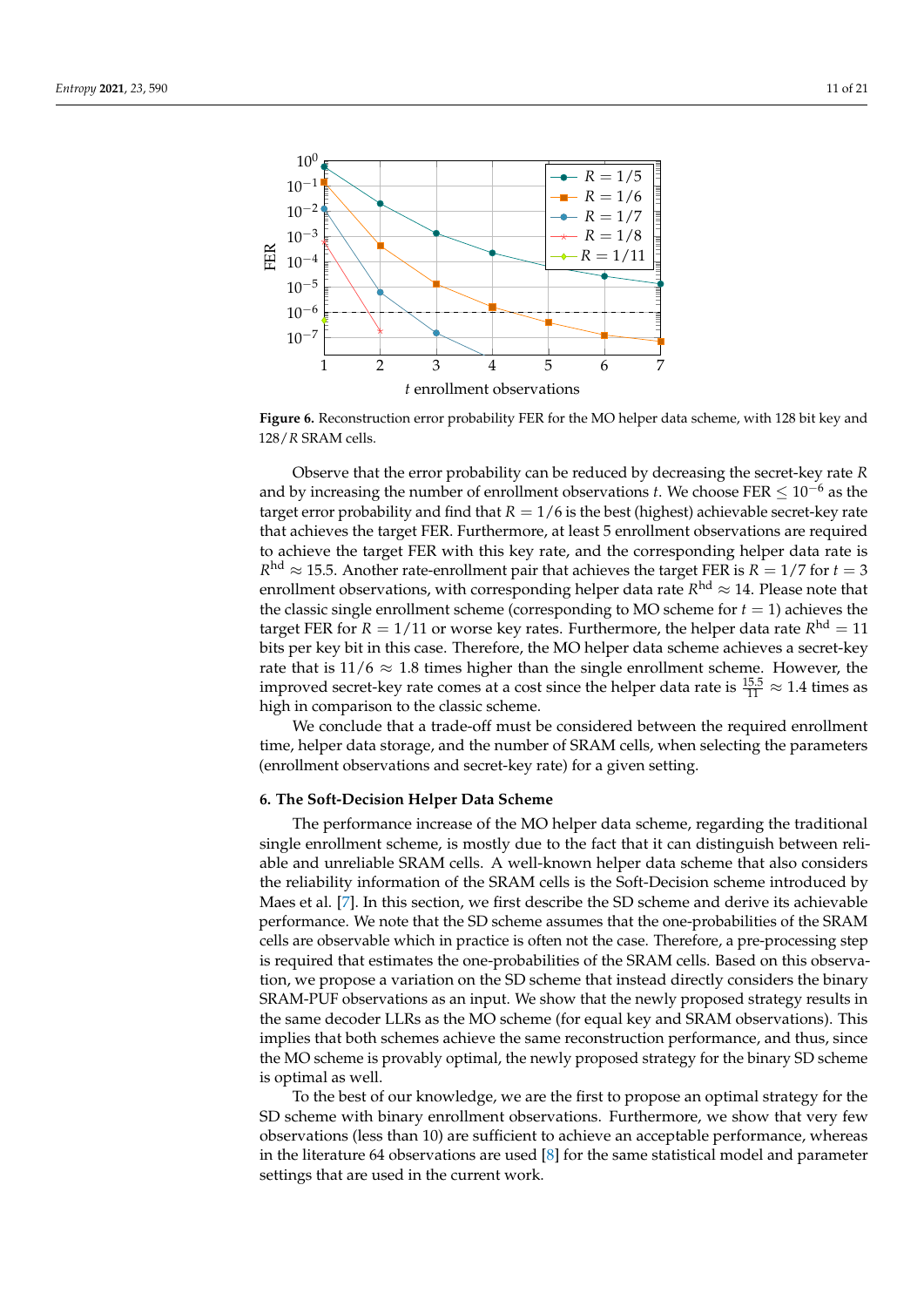FER

$10^0$

$10^{-1}$

$10^{-2}$

$10^{-3}$

$10^{-4}$

$10^{-5}$

$10^{-6}$

$10^{-7}$

1 2 3 4 5 6 7

$t$ enrollment observations

$R = 1/5$

$R = 1/6$

$R = 1/7$

$R = 1/8$

$R = 1/11$

**Figure 6.** Reconstruction error probability FER for the MO helper data scheme, with 128 bit key and $128/R$ SRAM cells.

Observe that the error probability can be reduced by decreasing the secret-key rate $R$ and by increasing the number of enrollment observations $t$. We choose FER $\leq 10^{-6}$ as the target error probability and find that $R = 1/6$ is the best (highest) achievable secret-key rate that achieves the target FER. Furthermore, at least 5 enrollment observations are required to achieve the target FER with this key rate, and the corresponding helper data rate is $R^{\text{hd}} \approx 15.5$. Another rate-enrollment pair that achieves the target FER is $R = 1/7$ for $t = 3$ enrollment observations, with corresponding helper data rate $R^{\text{hd}} \approx 14$. Please note that the classic single enrollment scheme (corresponding to MO scheme for $t = 1$) achieves the target FER for $R = 1/11$ or worse key rates. Furthermore, the helper data rate $R^{\text{hd}} = 11$ bits per key bit in this case. Therefore, the MO helper data scheme achieves a secret-key rate that is $11/6 \approx 1.8$ times higher than the single enrollment scheme. However, the improved secret-key rate comes at a cost since the helper data rate is $\frac{15.5}{11} \approx 1.4$ times as high in comparison to the classic scheme.

We conclude that a trade-off must be considered between the required enrollment time, helper data storage, and the number of SRAM cells, when selecting the parameters (enrollment observations and secret-key rate) for a given setting.

## 6. The Soft-Decision Helper Data Scheme

The performance increase of the MO helper data scheme, regarding the traditional single enrollment scheme, is mostly due to the fact that it can distinguish between reliable and unreliable SRAM cells. A well-known helper data scheme that also considers the reliability information of the SRAM cells is the Soft-Decision scheme introduced by Maes et al. [7]. In this section, we first describe the SD scheme and derive its achievable performance. We note that the SD scheme assumes that the one-probabilities of the SRAM cells are observable which in practice is often not the case. Therefore, a pre-processing step is required that estimates the one-probabilities of the SRAM cells. Based on this observation, we propose a variation on the SD scheme that instead directly considers the binary SRAM-PUF observations as an input. We show that the newly proposed strategy results in the same decoder LLRs as the MO scheme (for equal key and SRAM observations). This implies that both schemes achieve the same reconstruction performance, and thus, since the MO scheme is provably optimal, the newly proposed strategy for the binary SD scheme is optimal as well.

To the best of our knowledge, we are the first to propose an optimal strategy for the SD scheme with binary enrollment observations. Furthermore, we show that very few observations (less than 10) are sufficient to achieve an acceptable performance, whereas in the literature 64 observations are used [8] for the same statistical model and parameter settings that are used in the current work.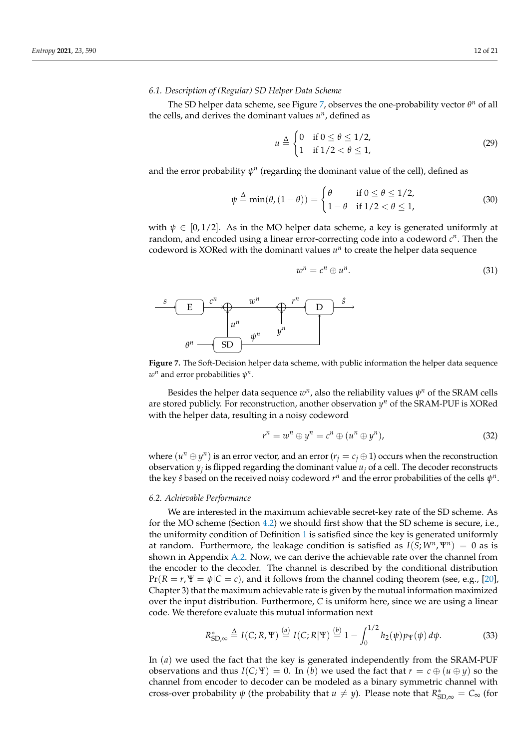### 6.1. Description of (Regular) SD Helper Data Scheme

The SD helper data scheme, see Figure 7, observes the one-probability vector $\theta^n$ of all the cells, and derives the dominant values $u^n$, defined as

$$u \overset{\Delta}{=} \begin{cases} 0 & \text{if } 0 \leq \theta \leq 1/2, \\ 1 & \text{if } 1/2 < \theta \leq 1, \end{cases} \tag{29}$$

and the error probability $\psi^n$ (regarding the dominant value of the cell), defined as

$$\psi \overset{\Delta}{=} \min(\theta, (1-\theta)) = \begin{cases} \theta & \text{if } 0 \leq \theta \leq 1/2, \\ 1-\theta & \text{if } 1/2 < \theta \leq 1, \end{cases} \tag{30}$$

with $\psi \in [0, 1/2]$. As in the MO helper data scheme, a key is generated uniformly at random, and encoded using a linear error-correcting code into a codeword $c^n$. Then the codeword is XORed with the dominant values $u^n$ to create the helper data sequence

$$w^n = c^n \oplus u^n. \tag{31}$$

s
E
$c^n$
$w^n$
$r^n$
D
$\hat{s}$
$u^n$
$\psi^n$
$y^n$
$\theta^n$
SD

**Figure 7.** The Soft-Decision helper data scheme, with public information the helper data sequence $w^n$ and error probabilities $\psi^n$.

Besides the helper data sequence $w^n$, also the reliability values $\psi^n$ of the SRAM cells are stored publicly. For reconstruction, another observation $y^n$ of the SRAM-PUF is XORed with the helper data, resulting in a noisy codeword

$$r^n = w^n \oplus y^n = c^n \oplus (u^n \oplus y^n), \tag{32}$$

where $(u^n \oplus y^n)$ is an error vector, and an error ($r_j = c_j \oplus 1$) occurs when the reconstruction observation $y_j$ is flipped regarding the dominant value $u_j$ of a cell. The decoder reconstructs the key $\hat{s}$ based on the received noisy codeword $r^n$ and the error probabilities of the cells $\psi^n$.

### 6.2. Achievable Performance

We are interested in the maximum achievable secret-key rate of the SD scheme. As for the MO scheme (Section 4.2) we should first show that the SD scheme is secure, i.e., the uniformity condition of Definition 1 is satisfied since the key is generated uniformly at random. Furthermore, the leakage condition is satisfied as $I(S; W^n, \Psi^n) = 0$ as is shown in Appendix A.2. Now, we can derive the achievable rate over the channel from the encoder to the decoder. The channel is described by the conditional distribution $\Pr(R = r, \Psi = \psi | C = c)$, and it follows from the channel coding theorem (see, e.g., [20], Chapter 3) that the maximum achievable rate is given by the mutual information maximized over the input distribution. Furthermore, $C$ is uniform here, since we are using a linear code. We therefore evaluate this mutual information next

$$R^*_{\text{SD},\infty} \overset{\Delta}{=} I(C; R, \Psi) \overset{(a)}{=} I(C; R|\Psi) \overset{(b)}{=} 1 - \int_0^{1/2} h_2(\psi) p_\Psi(\psi)\, d\psi. \tag{33}$$

In $(a)$ we used the fact that the key is generated independently from the SRAM-PUF observations and thus $I(C; \Psi) = 0$. In $(b)$ we used the fact that $r = c \oplus (u \oplus y)$ so the channel from encoder to decoder can be modeled as a binary symmetric channel with cross-over probability $\psi$ (the probability that $u \neq y$). Please note that $R^*_{\text{SD},\infty} = C_\infty$ (for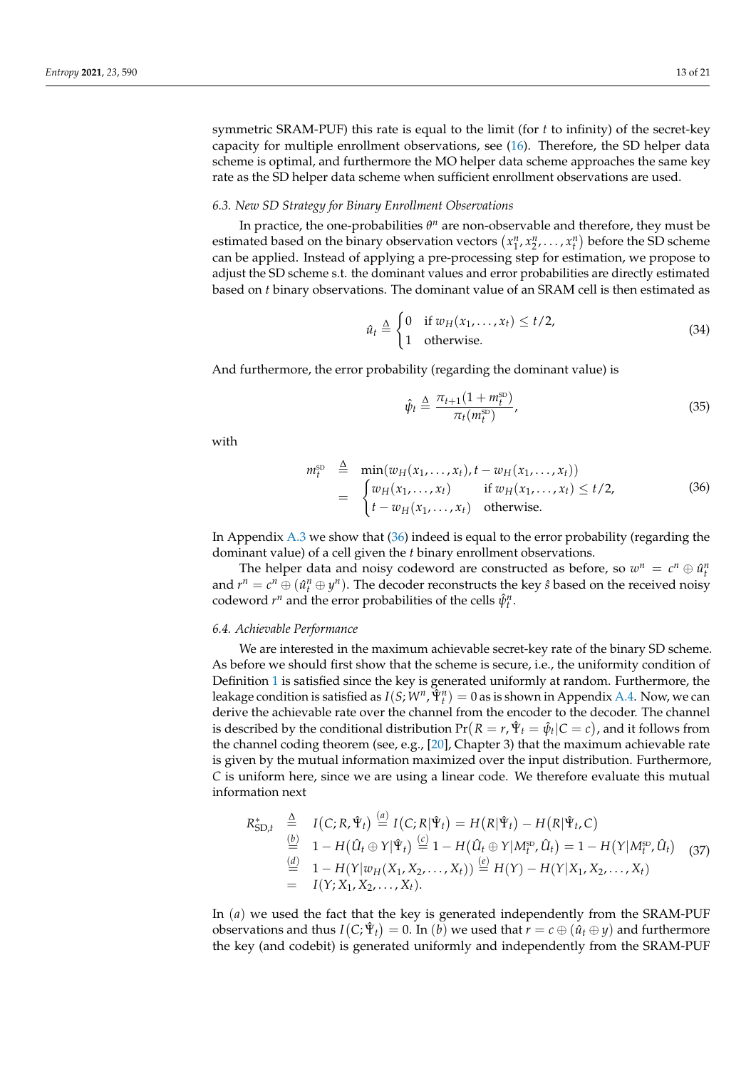symmetric SRAM-PUF) this rate is equal to the limit (for $t$ to infinity) of the secret-key capacity for multiple enrollment observations, see (16). Therefore, the SD helper data scheme is optimal, and furthermore the MO helper data scheme approaches the same key rate as the SD helper data scheme when sufficient enrollment observations are used.

### *6.3. New SD Strategy for Binary Enrollment Observations*

In practice, the one-probabilities $\theta^n$ are non-observable and therefore, they must be estimated based on the binary observation vectors $(x_1^n, x_2^n, \ldots, x_t^n)$ before the SD scheme can be applied. Instead of applying a pre-processing step for estimation, we propose to adjust the SD scheme s.t. the dominant values and error probabilities are directly estimated based on $t$ binary observations. The dominant value of an SRAM cell is then estimated as

$$\hat{u}_t \triangleq \begin{cases} 0 & \text{if } w_H(x_1, \ldots, x_t) \leq t/2, \\ 1 & \text{otherwise.} \end{cases} \tag{34}$$

And furthermore, the error probability (regarding the dominant value) is

$$\hat{\psi}_t \triangleq \frac{\pi_{t+1}(1 + m_t^{\text{SD}})}{\pi_t(m_t^{\text{SD}})}, \tag{35}$$

with

$$\begin{aligned} m_t^{\text{SD}} &\triangleq \min(w_H(x_1, \ldots, x_t), t - w_H(x_1, \ldots, x_t)) \\ &= \begin{cases} w_H(x_1, \ldots, x_t) & \text{if } w_H(x_1, \ldots, x_t) \leq t/2, \\ t - w_H(x_1, \ldots, x_t) & \text{otherwise.} \end{cases} \end{aligned} \tag{36}$$

In Appendix A.3 we show that (36) indeed is equal to the error probability (regarding the dominant value) of a cell given the $t$ binary enrollment observations.

The helper data and noisy codeword are constructed as before, so $w^n = c^n \oplus \hat{u}_t^n$ and $r^n = c^n \oplus (\hat{u}_t^n \oplus y^n)$. The decoder reconstructs the key $\hat{s}$ based on the received noisy codeword $r^n$ and the error probabilities of the cells $\hat{\psi}_t^n$.

### *6.4. Achievable Performance*

We are interested in the maximum achievable secret-key rate of the binary SD scheme. As before we should first show that the scheme is secure, i.e., the uniformity condition of Definition 1 is satisfied since the key is generated uniformly at random. Furthermore, the leakage condition is satisfied as $I(S; W^n, \hat{\Psi}_t^n) = 0$ as is shown in Appendix A.4. Now, we can derive the achievable rate over the channel from the encoder to the decoder. The channel is described by the conditional distribution $\Pr(R = r, \hat{\Psi}_t = \hat{\psi}_t | C = c)$, and it follows from the channel coding theorem (see, e.g., [20], Chapter 3) that the maximum achievable rate is given by the mutual information maximized over the input distribution. Furthermore, $C$ is uniform here, since we are using a linear code. We therefore evaluate this mutual information next

$$\begin{aligned} R_{\text{SD},t}^* &\triangleq I(C; R, \hat{\Psi}_t) \overset{(a)}{=} I(C; R | \hat{\Psi}_t) = H(R | \hat{\Psi}_t) - H(R | \hat{\Psi}_t, C) \\ &\overset{(b)}{=} 1 - H(\hat{U}_t \oplus Y | \hat{\Psi}_t) \overset{(c)}{=} 1 - H(\hat{U}_t \oplus Y | M_t^{\text{SD}}, \hat{U}_t) = 1 - H(Y | M_t^{\text{SD}}, \hat{U}_t) \\ &\overset{(d)}{=} 1 - H(Y | w_H(X_1, X_2, \ldots, X_t)) \overset{(e)}{=} H(Y) - H(Y | X_1, X_2, \ldots, X_t) \\ &= I(Y; X_1, X_2, \ldots, X_t). \end{aligned} \tag{37}$$

In $(a)$ we used the fact that the key is generated independently from the SRAM-PUF observations and thus $I(C; \hat{\Psi}_t) = 0$. In $(b)$ we used that $r = c \oplus (\hat{u}_t \oplus y)$ and furthermore the key (and codebit) is generated uniformly and independently from the SRAM-PUF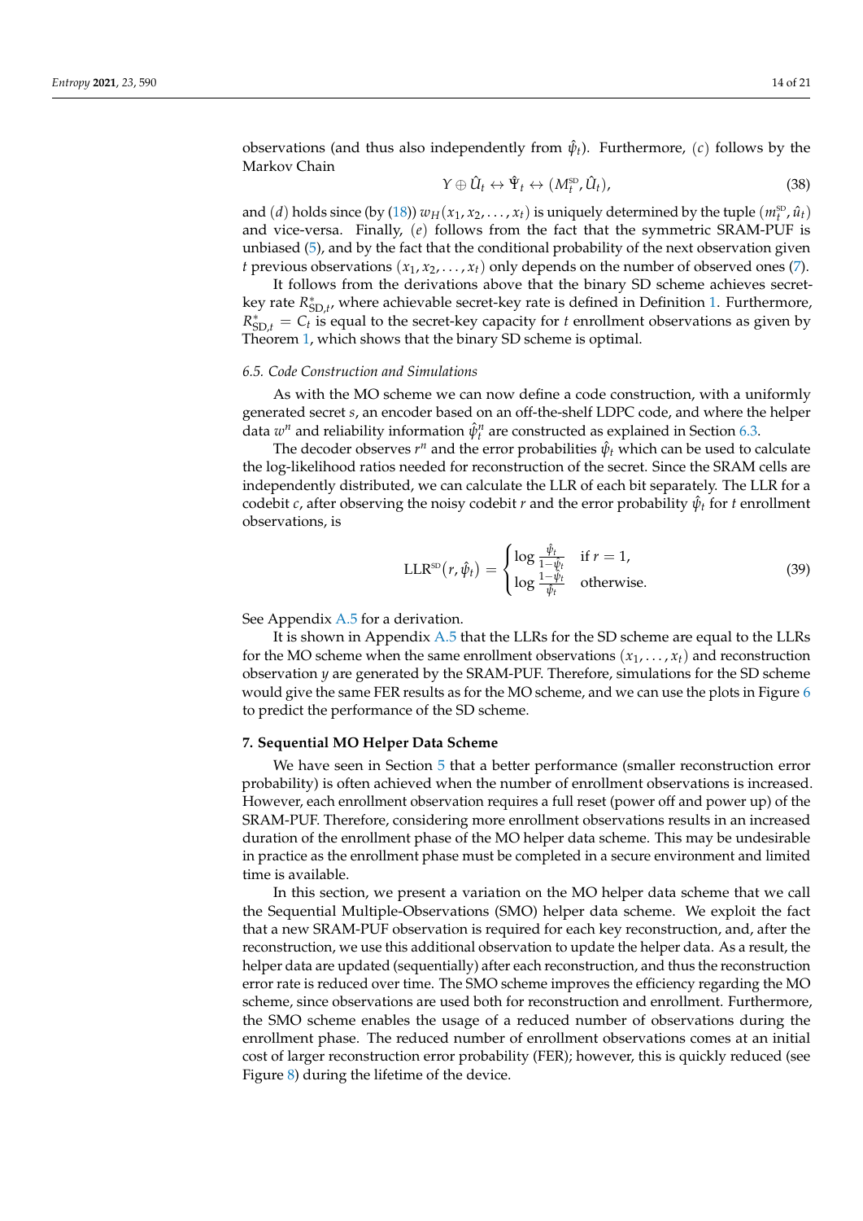observations (and thus also independently from $\hat{\psi}_t$). Furthermore, $(c)$ follows by the Markov Chain

$$Y \oplus \hat{U}_t \leftrightarrow \hat{\Psi}_t \leftrightarrow (M_t^{\text{SD}}, \hat{U}_t), \tag{38}$$

and $(d)$ holds since (by (18)) $w_H(x_1, x_2, \ldots, x_t)$ is uniquely determined by the tuple $(m_t^{\text{SD}}, \hat{u}_t)$ and vice-versa. Finally, $(e)$ follows from the fact that the symmetric SRAM-PUF is unbiased (5), and by the fact that the conditional probability of the next observation given $t$ previous observations $(x_1, x_2, \ldots, x_t)$ only depends on the number of observed ones (7).

It follows from the derivations above that the binary SD scheme achieves secret-key rate $R^*_{\text{SD},t}$, where achievable secret-key rate is defined in Definition 1. Furthermore, $R^*_{\text{SD},t} = C_t$ is equal to the secret-key capacity for $t$ enrollment observations as given by Theorem 1, which shows that the binary SD scheme is optimal.

### 6.5. Code Construction and Simulations

As with the MO scheme we can now define a code construction, with a uniformly generated secret $s$, an encoder based on an off-the-shelf LDPC code, and where the helper data $w^n$ and reliability information $\hat{\psi}_t^n$ are constructed as explained in Section 6.3.

The decoder observes $r^n$ and the error probabilities $\hat{\psi}_t$ which can be used to calculate the log-likelihood ratios needed for reconstruction of the secret. Since the SRAM cells are independently distributed, we can calculate the LLR of each bit separately. The LLR for a codebit $c$, after observing the noisy codebit $r$ and the error probability $\hat{\psi}_t$ for $t$ enrollment observations, is

$$\text{LLR}^{\text{SD}}(r, \hat{\psi}_t) = \begin{cases} \log \frac{\hat{\psi}_t}{1-\hat{\psi}_t} & \text{if } r = 1, \\ \log \frac{1-\hat{\psi}_t}{\hat{\psi}_t} & \text{otherwise.} \end{cases} \tag{39}$$

See Appendix A.5 for a derivation.

It is shown in Appendix A.5 that the LLRs for the SD scheme are equal to the LLRs for the MO scheme when the same enrollment observations $(x_1, \ldots, x_t)$ and reconstruction observation $y$ are generated by the SRAM-PUF. Therefore, simulations for the SD scheme would give the same FER results as for the MO scheme, and we can use the plots in Figure 6 to predict the performance of the SD scheme.

## 7. Sequential MO Helper Data Scheme

We have seen in Section 5 that a better performance (smaller reconstruction error probability) is often achieved when the number of enrollment observations is increased. However, each enrollment observation requires a full reset (power off and power up) of the SRAM-PUF. Therefore, considering more enrollment observations results in an increased duration of the enrollment phase of the MO helper data scheme. This may be undesirable in practice as the enrollment phase must be completed in a secure environment and limited time is available.

In this section, we present a variation on the MO helper data scheme that we call the Sequential Multiple-Observations (SMO) helper data scheme. We exploit the fact that a new SRAM-PUF observation is required for each key reconstruction, and, after the reconstruction, we use this additional observation to update the helper data. As a result, the helper data are updated (sequentially) after each reconstruction, and thus the reconstruction error rate is reduced over time. The SMO scheme improves the efficiency regarding the MO scheme, since observations are used both for reconstruction and enrollment. Furthermore, the SMO scheme enables the usage of a reduced number of observations during the enrollment phase. The reduced number of enrollment observations comes at an initial cost of larger reconstruction error probability (FER); however, this is quickly reduced (see Figure 8) during the lifetime of the device.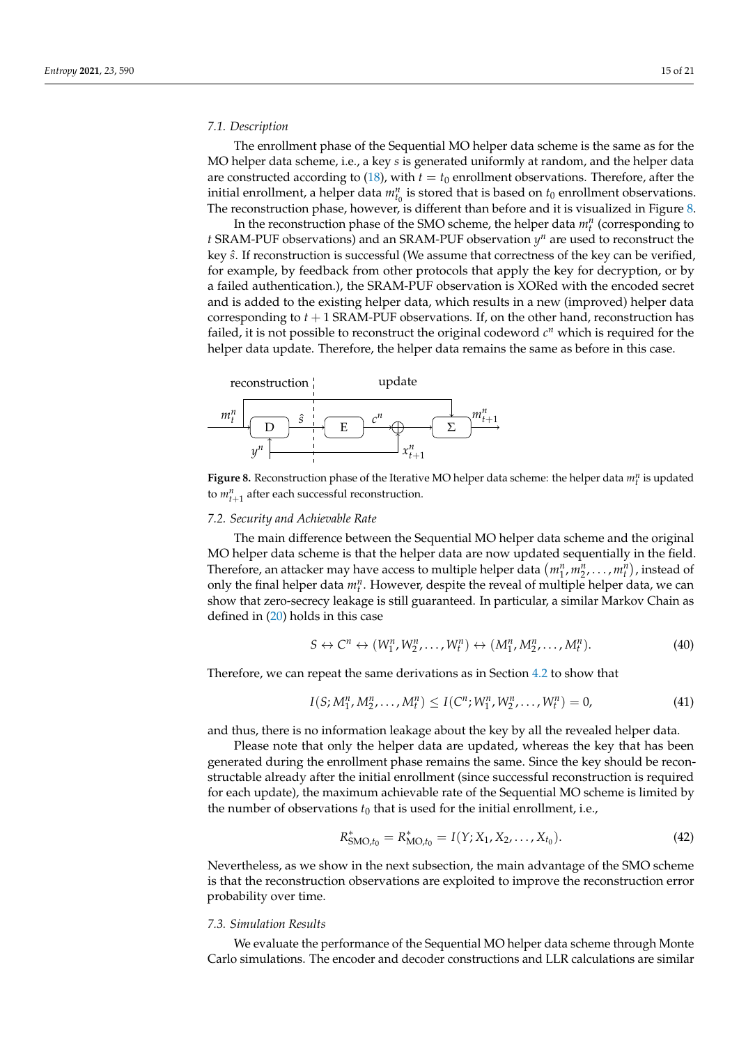### 7.1. Description

The enrollment phase of the Sequential MO helper data scheme is the same as for the MO helper data scheme, i.e., a key $s$ is generated uniformly at random, and the helper data are constructed according to (18), with $t = t_0$ enrollment observations. Therefore, after the initial enrollment, a helper data $m^n_{t_0}$ is stored that is based on $t_0$ enrollment observations. The reconstruction phase, however, is different than before and it is visualized in Figure 8.

In the reconstruction phase of the SMO scheme, the helper data $m^n_t$ (corresponding to $t$ SRAM-PUF observations) and an SRAM-PUF observation $y^n$ are used to reconstruct the key $\hat{s}$. If reconstruction is successful (We assume that correctness of the key can be verified, for example, by feedback from other protocols that apply the key for decryption, or by a failed authentication.), the SRAM-PUF observation is XORed with the encoded secret and is added to the existing helper data, which results in a new (improved) helper data corresponding to $t + 1$ SRAM-PUF observations. If, on the other hand, reconstruction has failed, it is not possible to reconstruct the original codeword $c^n$ which is required for the helper data update. Therefore, the helper data remains the same as before in this case.

reconstruction

update

$m^n_t$

D

$\hat{s}$

E

$c^n$

Σ

$m^n_{t+1}$

$y^n$

$x^n_{t+1}$

**Figure 8.** Reconstruction phase of the Iterative MO helper data scheme: the helper data $m^n_t$ is updated to $m^n_{t+1}$ after each successful reconstruction.

### 7.2. Security and Achievable Rate

The main difference between the Sequential MO helper data scheme and the original MO helper data scheme is that the helper data are now updated sequentially in the field. Therefore, an attacker may have access to multiple helper data $(m^n_1, m^n_2, \ldots, m^n_t)$, instead of only the final helper data $m^n_t$. However, despite the reveal of multiple helper data, we can show that zero-secrecy leakage is still guaranteed. In particular, a similar Markov Chain as defined in (20) holds in this case

$$S \leftrightarrow C^n \leftrightarrow (W^n_1, W^n_2, \ldots, W^n_t) \leftrightarrow (M^n_1, M^n_2, \ldots, M^n_t). \tag{40}$$

Therefore, we can repeat the same derivations as in Section 4.2 to show that

$$I(S; M^n_1, M^n_2, \ldots, M^n_t) \leq I(C^n; W^n_1, W^n_2, \ldots, W^n_t) = 0, \tag{41}$$

and thus, there is no information leakage about the key by all the revealed helper data.

Please note that only the helper data are updated, whereas the key that has been generated during the enrollment phase remains the same. Since the key should be reconstructable already after the initial enrollment (since successful reconstruction is required for each update), the maximum achievable rate of the Sequential MO scheme is limited by the number of observations $t_0$ that is used for the initial enrollment, i.e.,

$$R^*_{\text{SMO},t_0} = R^*_{\text{MO},t_0} = I(Y; X_1, X_2, \ldots, X_{t_0}). \tag{42}$$

Nevertheless, as we show in the next subsection, the main advantage of the SMO scheme is that the reconstruction observations are exploited to improve the reconstruction error probability over time.

### 7.3. Simulation Results

We evaluate the performance of the Sequential MO helper data scheme through Monte Carlo simulations. The encoder and decoder constructions and LLR calculations are similar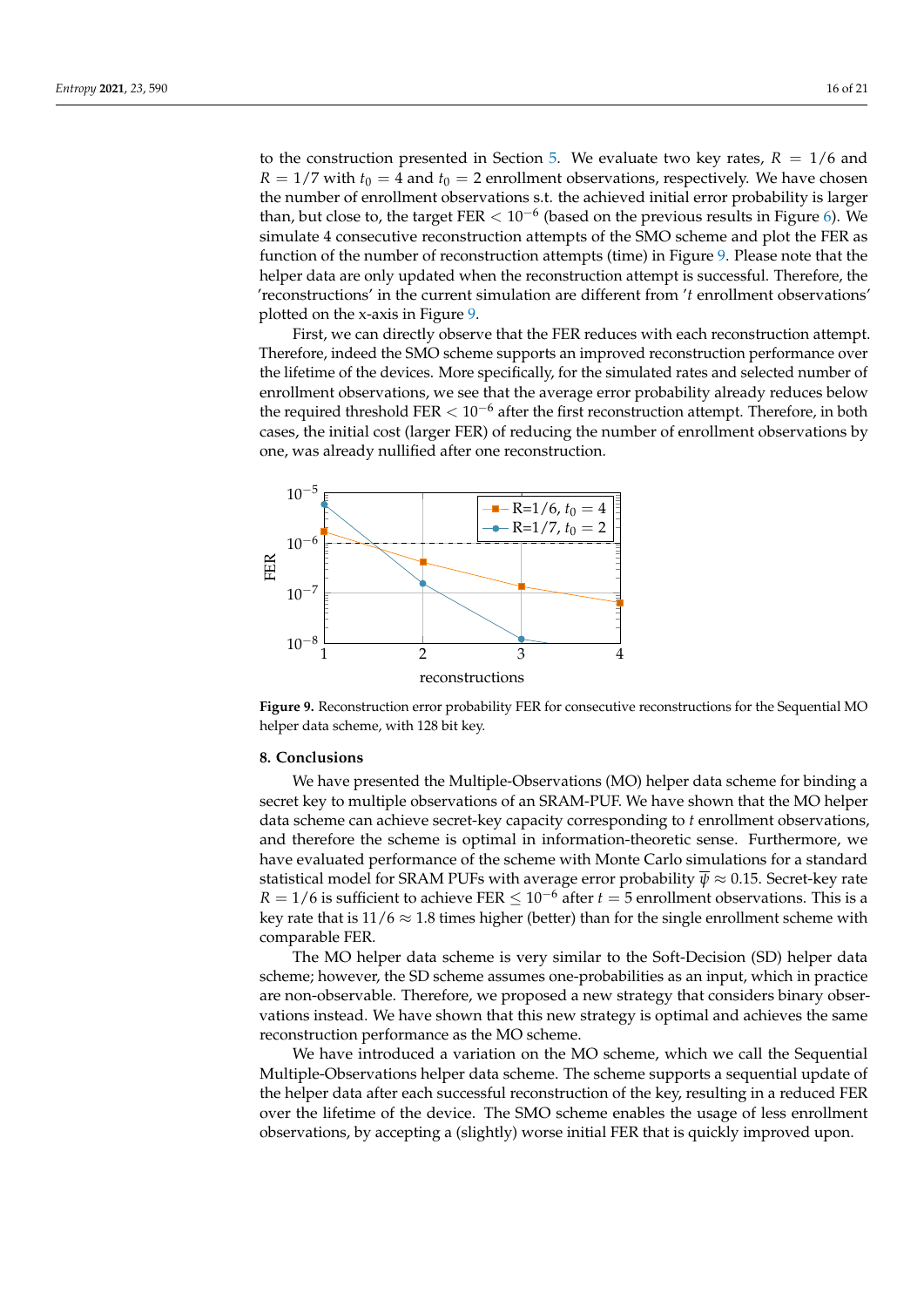to the construction presented in Section 5. We evaluate two key rates, $R = 1/6$ and $R = 1/7$ with $t_0 = 4$ and $t_0 = 2$ enrollment observations, respectively. We have chosen the number of enrollment observations s.t. the achieved initial error probability is larger than, but close to, the target FER $< 10^{-6}$ (based on the previous results in Figure 6). We simulate 4 consecutive reconstruction attempts of the SMO scheme and plot the FER as function of the number of reconstruction attempts (time) in Figure 9. Please note that the helper data are only updated when the reconstruction attempt is successful. Therefore, the 'reconstructions' in the current simulation are different from '$t$ enrollment observations' plotted on the x-axis in Figure 9.

First, we can directly observe that the FER reduces with each reconstruction attempt. Therefore, indeed the SMO scheme supports an improved reconstruction performance over the lifetime of the devices. More specifically, for the simulated rates and selected number of enrollment observations, we see that the average error probability already reduces below the required threshold FER $< 10^{-6}$ after the first reconstruction attempt. Therefore, in both cases, the initial cost (larger FER) of reducing the number of enrollment observations by one, was already nullified after one reconstruction.

FER
$10^{-5}$
$10^{-6}$
$10^{-7}$
$10^{-8}$
1
2
3
4
reconstructions
R=1/6, $t_0 = 4$
R=1/7, $t_0 = 2$

**Figure 9.** Reconstruction error probability FER for consecutive reconstructions for the Sequential MO helper data scheme, with 128 bit key.

## 8. Conclusions

We have presented the Multiple-Observations (MO) helper data scheme for binding a secret key to multiple observations of an SRAM-PUF. We have shown that the MO helper data scheme can achieve secret-key capacity corresponding to $t$ enrollment observations, and therefore the scheme is optimal in information-theoretic sense. Furthermore, we have evaluated performance of the scheme with Monte Carlo simulations for a standard statistical model for SRAM PUFs with average error probability $\overline{\psi} \approx 0.15$. Secret-key rate $R = 1/6$ is sufficient to achieve FER $\leq 10^{-6}$ after $t = 5$ enrollment observations. This is a key rate that is $11/6 \approx 1.8$ times higher (better) than for the single enrollment scheme with comparable FER.

The MO helper data scheme is very similar to the Soft-Decision (SD) helper data scheme; however, the SD scheme assumes one-probabilities as an input, which in practice are non-observable. Therefore, we proposed a new strategy that considers binary observations instead. We have shown that this new strategy is optimal and achieves the same reconstruction performance as the MO scheme.

We have introduced a variation on the MO scheme, which we call the Sequential Multiple-Observations helper data scheme. The scheme supports a sequential update of the helper data after each successful reconstruction of the key, resulting in a reduced FER over the lifetime of the device. The SMO scheme enables the usage of less enrollment observations, by accepting a (slightly) worse initial FER that is quickly improved upon.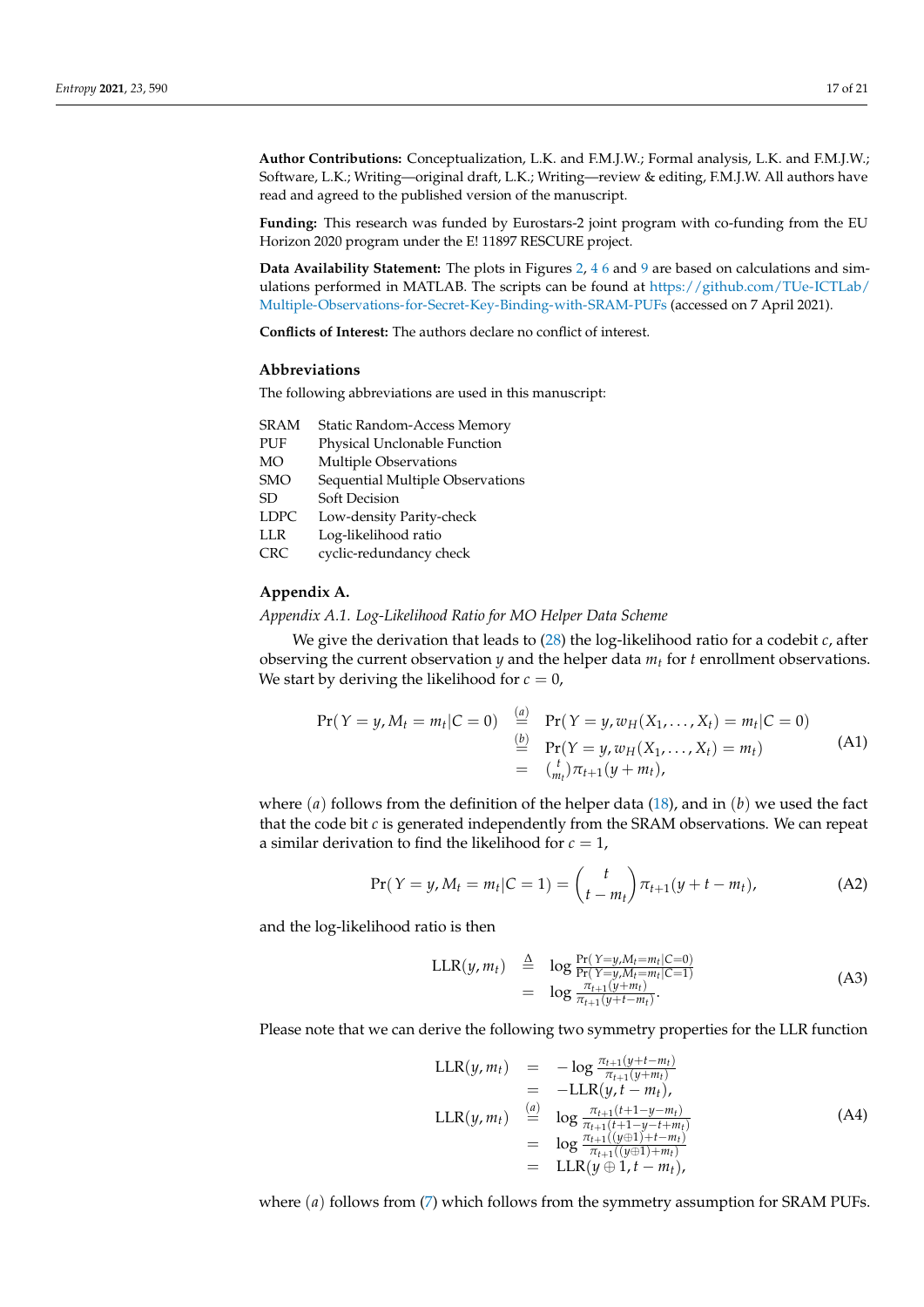**Author Contributions:** Conceptualization, L.K. and F.M.J.W.; Formal analysis, L.K. and F.M.J.W.; Software, L.K.; Writing—original draft, L.K.; Writing—review & editing, F.M.J.W. All authors have read and agreed to the published version of the manuscript.

**Funding:** This research was funded by Eurostars-2 joint program with co-funding from the EU Horizon 2020 program under the E! 11897 RESCURE project.

**Data Availability Statement:** The plots in Figures 2, 4 6 and 9 are based on calculations and simulations performed in MATLAB. The scripts can be found at https://github.com/TUe-ICTLab/Multiple-Observations-for-Secret-Key-Binding-with-SRAM-PUFs (accessed on 7 April 2021).

**Conflicts of Interest:** The authors declare no conflict of interest.

## Abbreviations

The following abbreviations are used in this manuscript:

| | |
|---|---|
| SRAM | Static Random-Access Memory |
| PUF | Physical Unclonable Function |
| MO | Multiple Observations |
| SMO | Sequential Multiple Observations |
| SD | Soft Decision |
| LDPC | Low-density Parity-check |
| LLR | Log-likelihood ratio |
| CRC | cyclic-redundancy check |

## Appendix A.

### *Appendix A.1. Log-Likelihood Ratio for MO Helper Data Scheme*

We give the derivation that leads to (28) the log-likelihood ratio for a codebit $c$, after observing the current observation $y$ and the helper data $m_t$ for $t$ enrollment observations. We start by deriving the likelihood for $c = 0$,

$$\begin{aligned}
\Pr(Y = y, M_t = m_t | C = 0) &\overset{(a)}{=} \Pr(Y = y, w_H(X_1, \ldots, X_t) = m_t | C = 0) \\
&\overset{(b)}{=} \Pr(Y = y, w_H(X_1, \ldots, X_t) = m_t) \\
&= \binom{t}{m_t} \pi_{t+1}(y + m_t),
\end{aligned} \tag{A1}$$

where $(a)$ follows from the definition of the helper data (18), and in $(b)$ we used the fact that the code bit $c$ is generated independently from the SRAM observations. We can repeat a similar derivation to find the likelihood for $c = 1$,

$$\Pr(Y = y, M_t = m_t | C = 1) = \binom{t}{t - m_t} \pi_{t+1}(y + t - m_t), \tag{A2}$$

and the log-likelihood ratio is then

$$\begin{aligned}
\mathrm{LLR}(y, m_t) &\overset{\Delta}{=} \log \frac{\Pr(Y=y, M_t=m_t|C=0)}{\Pr(Y=y, M_t=m_t|C=1)} \\
&= \log \frac{\pi_{t+1}(y+m_t)}{\pi_{t+1}(y+t-m_t)}.
\end{aligned} \tag{A3}$$

Please note that we can derive the following two symmetry properties for the LLR function

$$\begin{aligned}
\mathrm{LLR}(y, m_t) &= -\log \frac{\pi_{t+1}(y+t-m_t)}{\pi_{t+1}(y+m_t)} \\
&= -\mathrm{LLR}(y, t - m_t), \\
\mathrm{LLR}(y, m_t) &\overset{(a)}{=} \log \frac{\pi_{t+1}(t+1-y-m_t)}{\pi_{t+1}(t+1-y-t+m_t)} \\
&= \log \frac{\pi_{t+1}((y\oplus 1)+t-m_t)}{\pi_{t+1}((y\oplus 1)+m_t)} \\
&= \mathrm{LLR}(y \oplus 1, t - m_t),
\end{aligned} \tag{A4}$$

where $(a)$ follows from (7) which follows from the symmetry assumption for SRAM PUFs.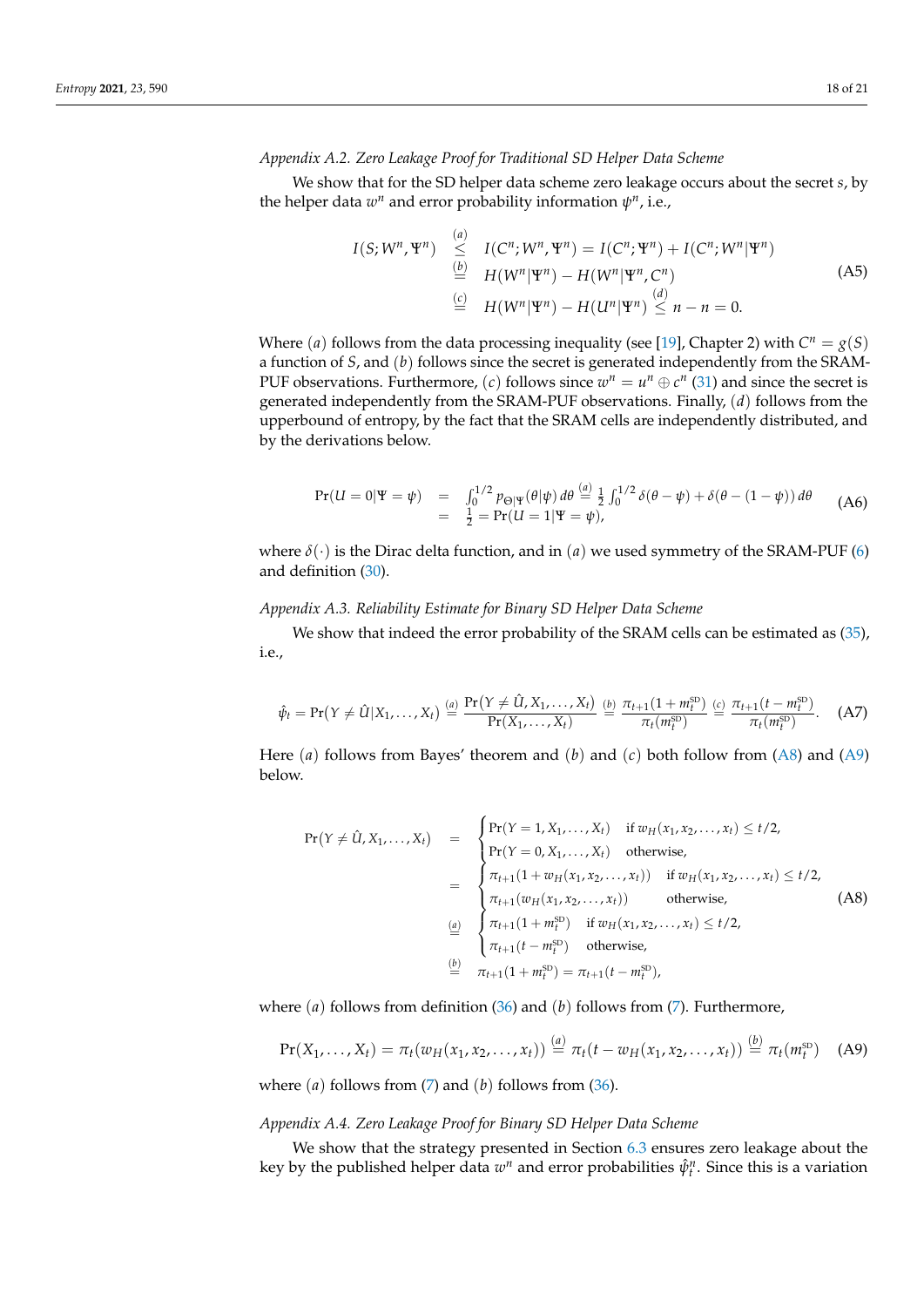*Appendix A.2. Zero Leakage Proof for Traditional SD Helper Data Scheme*

We show that for the SD helper data scheme zero leakage occurs about the secret $s$, by the helper data $w^n$ and error probability information $\psi^n$, i.e.,

$$
\begin{aligned}
I(S; W^n, \Psi^n) &\overset{(a)}{\leq} I(C^n; W^n, \Psi^n) = I(C^n; \Psi^n) + I(C^n; W^n|\Psi^n) \\
&\overset{(b)}{=} H(W^n|\Psi^n) - H(W^n|\Psi^n, C^n) \\
&\overset{(c)}{=} H(W^n|\Psi^n) - H(U^n|\Psi^n) \overset{(d)}{\leq} n - n = 0.
\end{aligned} \tag{A5}
$$

Where $(a)$ follows from the data processing inequality (see [19], Chapter 2) with $C^n = g(S)$ a function of $S$, and $(b)$ follows since the secret is generated independently from the SRAM-PUF observations. Furthermore, $(c)$ follows since $w^n = u^n \oplus c^n$ (31) and since the secret is generated independently from the SRAM-PUF observations. Finally, $(d)$ follows from the upperbound of entropy, by the fact that the SRAM cells are independently distributed, and by the derivations below.

$$
\begin{aligned}
\Pr(U = 0|\Psi = \psi) &= \int_0^{1/2} p_{\Theta|\Psi}(\theta|\psi)\, d\theta \overset{(a)}{=} \frac{1}{2}\int_0^{1/2} \delta(\theta - \psi) + \delta(\theta - (1-\psi))\, d\theta \\
&= \frac{1}{2} = \Pr(U = 1|\Psi = \psi),
\end{aligned} \tag{A6}
$$

where $\delta(\cdot)$ is the Dirac delta function, and in $(a)$ we used symmetry of the SRAM-PUF (6) and definition (30).

*Appendix A.3. Reliability Estimate for Binary SD Helper Data Scheme*

We show that indeed the error probability of the SRAM cells can be estimated as (35), i.e.,

$$
\hat{\psi}_t = \Pr(Y \neq \hat{U}|X_1, \dots, X_t) \overset{(a)}{=} \frac{\Pr(Y \neq \hat{U}, X_1, \dots, X_t)}{\Pr(X_1, \dots, X_t)} \overset{(b)}{=} \frac{\pi_{t+1}(1 + m_t^{\text{SD}})}{\pi_t(m_t^{\text{SD}})} \overset{(c)}{=} \frac{\pi_{t+1}(t - m_t^{\text{SD}})}{\pi_t(m_t^{\text{SD}})}. \tag{A7}
$$

Here $(a)$ follows from Bayes' theorem and $(b)$ and $(c)$ both follow from (A8) and (A9) below.

$$
\begin{aligned}
\Pr(Y \neq \hat{U}, X_1, \dots, X_t) &= \begin{cases} \Pr(Y = 1, X_1, \dots, X_t) & \text{if } w_H(x_1, x_2, \dots, x_t) \leq t/2, \\ \Pr(Y = 0, X_1, \dots, X_t) & \text{otherwise,} \end{cases} \\
&= \begin{cases} \pi_{t+1}(1 + w_H(x_1, x_2, \dots, x_t)) & \text{if } w_H(x_1, x_2, \dots, x_t) \leq t/2, \\ \pi_{t+1}(w_H(x_1, x_2, \dots, x_t)) & \text{otherwise,} \end{cases} \\
&\overset{(a)}{=} \begin{cases} \pi_{t+1}(1 + m_t^{\text{SD}}) & \text{if } w_H(x_1, x_2, \dots, x_t) \leq t/2, \\ \pi_{t+1}(t - m_t^{\text{SD}}) & \text{otherwise,} \end{cases} \\
&\overset{(b)}{=} \pi_{t+1}(1 + m_t^{\text{SD}}) = \pi_{t+1}(t - m_t^{\text{SD}}),
\end{aligned} \tag{A8}
$$

where $(a)$ follows from definition (36) and $(b)$ follows from (7). Furthermore,

$$
\Pr(X_1, \dots, X_t) = \pi_t(w_H(x_1, x_2, \dots, x_t)) \overset{(a)}{=} \pi_t(t - w_H(x_1, x_2, \dots, x_t)) \overset{(b)}{=} \pi_t(m_t^{\text{SD}}) \tag{A9}
$$

where $(a)$ follows from (7) and $(b)$ follows from (36).

*Appendix A.4. Zero Leakage Proof for Binary SD Helper Data Scheme*

We show that the strategy presented in Section 6.3 ensures zero leakage about the key by the published helper data $w^n$ and error probabilities $\hat{\psi}_t^n$. Since this is a variation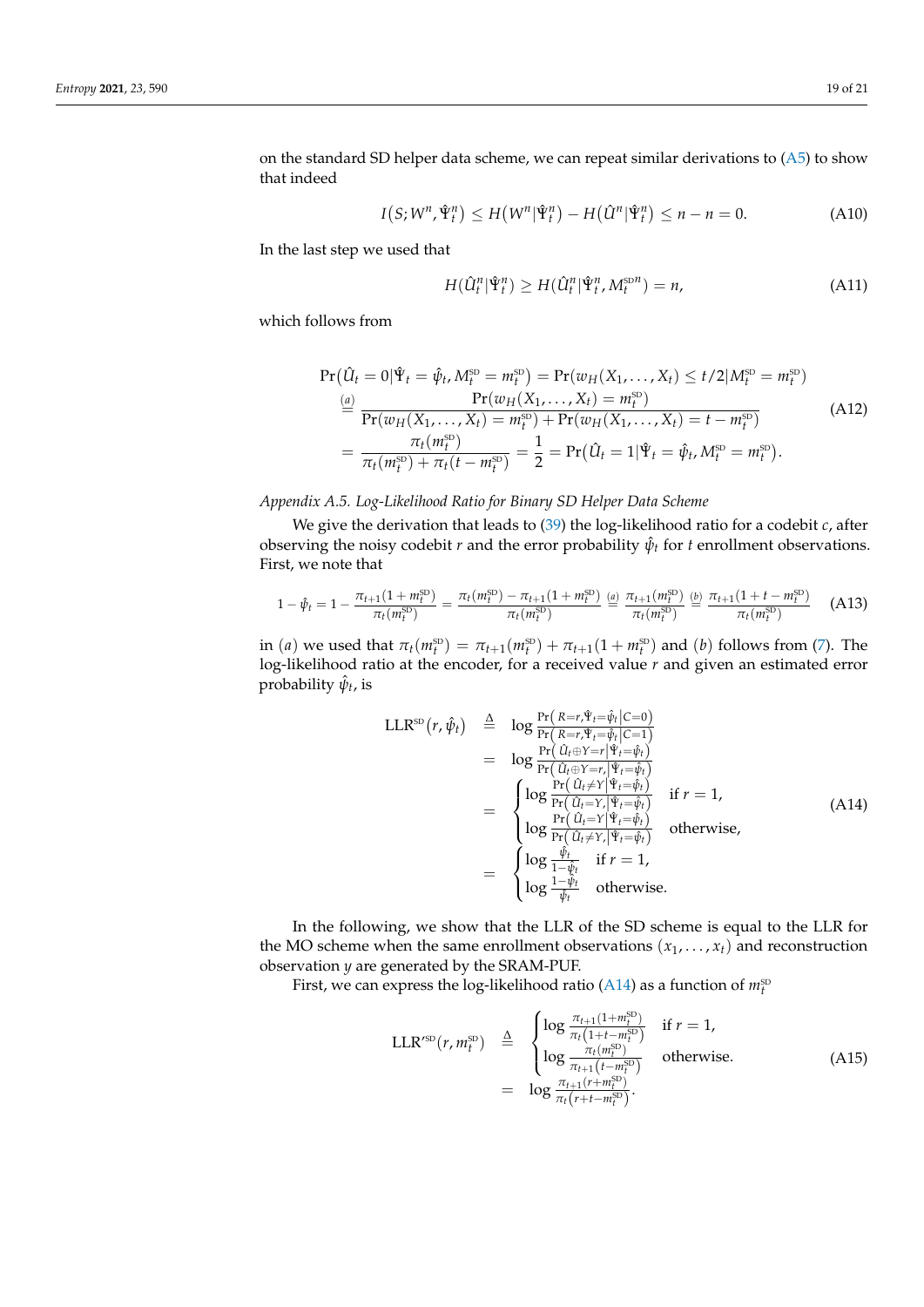on the standard SD helper data scheme, we can repeat similar derivations to (A5) to show that indeed

$$I\big(S; W^n, \hat{\Psi}_t^n\big) \leq H\big(W^n|\hat{\Psi}_t^n\big) - H\big(\hat{U}^n|\hat{\Psi}_t^n\big) \leq n - n = 0. \tag{A10}$$

In the last step we used that

$$H\big(\hat{U}_t^n|\hat{\Psi}_t^n\big) \geq H\big(\hat{U}_t^n|\hat{\Psi}_t^n, M_t^{\text{SD}n}\big) = n, \tag{A11}$$

which follows from

$$\begin{aligned}
\Pr\big(\hat{U}_t = 0|\hat{\Psi}_t = \hat{\psi}_t, M_t^{\text{SD}} = m_t^{\text{SD}}\big) &= \Pr\big(w_H(X_1, \ldots, X_t) \leq t/2 | M_t^{\text{SD}} = m_t^{\text{SD}}\big) \\
&\overset{(a)}{=} \frac{\Pr\big(w_H(X_1, \ldots, X_t) = m_t^{\text{SD}}\big)}{\Pr\big(w_H(X_1, \ldots, X_t) = m_t^{\text{SD}}\big) + \Pr\big(w_H(X_1, \ldots, X_t) = t - m_t^{\text{SD}}\big)} \\
&= \frac{\pi_t(m_t^{\text{SD}})}{\pi_t(m_t^{\text{SD}}) + \pi_t(t - m_t^{\text{SD}})} = \frac{1}{2} = \Pr\big(\hat{U}_t = 1|\hat{\Psi}_t = \hat{\psi}_t, M_t^{\text{SD}} = m_t^{\text{SD}}\big).
\end{aligned} \tag{A12}$$

*Appendix A.5. Log-Likelihood Ratio for Binary SD Helper Data Scheme*

We give the derivation that leads to (39) the log-likelihood ratio for a codebit $c$, after observing the noisy codebit $r$ and the error probability $\hat{\psi}_t$ for $t$ enrollment observations. First, we note that

$$1 - \hat{\psi}_t = 1 - \frac{\pi_{t+1}(1 + m_t^{\text{SD}})}{\pi_t(m_t^{\text{SD}})} = \frac{\pi_t(m_t^{\text{SD}}) - \pi_{t+1}(1 + m_t^{\text{SD}})}{\pi_t(m_t^{\text{SD}})} \overset{(a)}{=} \frac{\pi_{t+1}(m_t^{\text{SD}})}{\pi_t(m_t^{\text{SD}})} \overset{(b)}{=} \frac{\pi_{t+1}(1 + t - m_t^{\text{SD}})}{\pi_t(m_t^{\text{SD}})} \tag{A13}$$

in $(a)$ we used that $\pi_t(m_t^{\text{SD}}) = \pi_{t+1}(m_t^{\text{SD}}) + \pi_{t+1}(1 + m_t^{\text{SD}})$ and $(b)$ follows from (7). The log-likelihood ratio at the encoder, for a received value $r$ and given an estimated error probability $\hat{\psi}_t$, is

$$\begin{aligned}
\text{LLR}^{\text{SD}}(r, \hat{\psi}_t) &\overset{\Delta}{=} \log \frac{\Pr\big(R=r, \hat{\Psi}_t = \hat{\psi}_t \big| C=0\big)}{\Pr\big(R=r, \hat{\Psi}_t = \hat{\psi}_t \big| C=1\big)} \\
&= \log \frac{\Pr\big(\hat{U}_t \oplus Y = r \big| \hat{\Psi}_t = \hat{\psi}_t\big)}{\Pr\big(\hat{U}_t \oplus Y = r, \big| \hat{\Psi}_t = \hat{\psi}_t\big)} \\
&= \begin{cases} \log \frac{\Pr\left(\hat{U}_t \neq Y \middle| \hat{\Psi}_t = \hat{\psi}_t\right)}{\Pr\left(\hat{U}_t = Y, \middle| \hat{\Psi}_t = \hat{\psi}_t\right)} & \text{if } r = 1, \\ \log \frac{\Pr\left(\hat{U}_t = Y \middle| \hat{\Psi}_t = \hat{\psi}_t\right)}{\Pr\left(\hat{U}_t \neq Y, \middle| \hat{\Psi}_t = \hat{\psi}_t\right)} & \text{otherwise,} \end{cases} \\
&= \begin{cases} \log \frac{\hat{\psi}_t}{1 - \hat{\psi}_t} & \text{if } r = 1, \\ \log \frac{1 - \hat{\psi}_t}{\hat{\psi}_t} & \text{otherwise.} \end{cases}
\end{aligned} \tag{A14}$$

In the following, we show that the LLR of the SD scheme is equal to the LLR for the MO scheme when the same enrollment observations $(x_1, \ldots, x_t)$ and reconstruction observation $y$ are generated by the SRAM-PUF.

First, we can express the log-likelihood ratio (A14) as a function of $m_t^{\text{SD}}$

$$\begin{aligned}
\text{LLR}'^{\text{SD}}(r, m_t^{\text{SD}}) &\overset{\Delta}{=} \begin{cases} \log \frac{\pi_{t+1}(1 + m_t^{\text{SD}})}{\pi_t\left(1 + t - m_t^{\text{SD}}\right)} & \text{if } r = 1, \\ \log \frac{\pi_t(m_t^{\text{SD}})}{\pi_{t+1}\left(t - m_t^{\text{SD}}\right)} & \text{otherwise.} \end{cases} \\
&= \log \frac{\pi_{t+1}(r + m_t^{\text{SD}})}{\pi_t\left(r + t - m_t^{\text{SD}}\right)}.
\end{aligned} \tag{A15}$$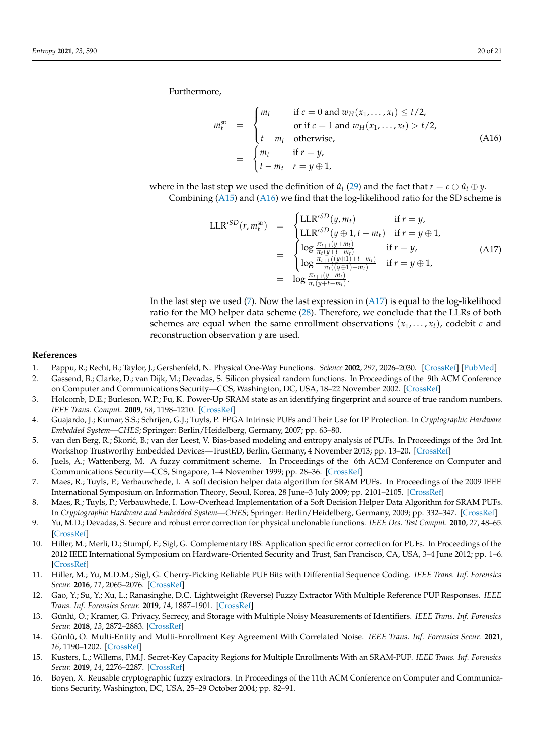Furthermore,

$$
\begin{aligned}
m_t^{\mathrm{SD}} &= \begin{cases} m_t & \text{if } c = 0 \text{ and } w_H(x_1, \ldots, x_t) \le t/2, \\ & \text{or if } c = 1 \text{ and } w_H(x_1, \ldots, x_t) > t/2, \\ t - m_t & \text{otherwise,} \end{cases} \\
&= \begin{cases} m_t & \text{if } r = y, \\ t - m_t & r = y \oplus 1, \end{cases}
\end{aligned} \tag{A16}
$$

where in the last step we used the definition of $\hat{u}_t$ (29) and the fact that $r = c \oplus \hat{u}_t \oplus y$.

Combining (A15) and (A16) we find that the log-likelihood ratio for the SD scheme is

$$
\begin{aligned}
\mathrm{LLR}'^{SD}(r, m_t^{\mathrm{SD}}) &= \begin{cases} \mathrm{LLR}'^{SD}(y, m_t) & \text{if } r = y, \\ \mathrm{LLR}'^{SD}(y \oplus 1, t - m_t) & \text{if } r = y \oplus 1, \end{cases} \\
&= \begin{cases} \log \frac{\pi_{t+1}(y + m_t)}{\pi_t(y + t - m_t)} & \text{if } r = y, \\ \log \frac{\pi_{t+1}((y \oplus 1) + t - m_t)}{\pi_t((y \oplus 1) + m_t)} & \text{if } r = y \oplus 1, \end{cases} \\
&= \log \frac{\pi_{t+1}(y + m_t)}{\pi_t(y + t - m_t)}.
\end{aligned} \tag{A17}
$$

In the last step we used (7). Now the last expression in (A17) is equal to the log-likelihood ratio for the MO helper data scheme (28). Therefore, we conclude that the LLRs of both schemes are equal when the same enrollment observations $(x_1, \ldots, x_t)$, codebit $c$ and reconstruction observation $y$ are used.

## References

1. Pappu, R.; Recht, B.; Taylor, J.; Gershenfeld, N. Physical One-Way Functions. *Science* **2002**, *297*, 2026–2030. [CrossRef] [PubMed]
2. Gassend, B.; Clarke, D.; van Dijk, M.; Devadas, S. Silicon physical random functions. In Proceedings of the 9th ACM Conference on Computer and Communications Security—CCS, Washington, DC, USA, 18–22 November 2002. [CrossRef]
3. Holcomb, D.E.; Burleson, W.P.; Fu, K. Power-Up SRAM state as an identifying fingerprint and source of true random numbers. *IEEE Trans. Comput.* **2009**, *58*, 1198–1210. [CrossRef]
4. Guajardo, J.; Kumar, S.S.; Schrijen, G.J.; Tuyls, P. FPGA Intrinsic PUFs and Their Use for IP Protection. In *Cryptographic Hardware Embedded System—CHES*; Springer: Berlin/Heidelberg, Germany, 2007; pp. 63–80.
5. van den Berg, R.; Škorić, B.; van der Leest, V. Bias-based modeling and entropy analysis of PUFs. In Proceedings of the 3rd Int. Workshop Trustworthy Embedded Devices—TrustED, Berlin, Germany, 4 November 2013; pp. 13–20. [CrossRef]
6. Juels, A.; Wattenberg, M. A fuzzy commitment scheme. In Proceedings of the 6th ACM Conference on Computer and Communications Security—CCS, Singapore, 1–4 November 1999; pp. 28–36. [CrossRef]
7. Maes, R.; Tuyls, P.; Verbauwhede, I. A soft decision helper data algorithm for SRAM PUFs. In Proceedings of the 2009 IEEE International Symposium on Information Theory, Seoul, Korea, 28 June–3 July 2009; pp. 2101–2105. [CrossRef]
8. Maes, R.; Tuyls, P.; Verbauwhede, I. Low-Overhead Implementation of a Soft Decision Helper Data Algorithm for SRAM PUFs. In *Cryptographic Hardware and Embedded System—CHES*; Springer: Berlin/Heidelberg, Germany, 2009; pp. 332–347. [CrossRef]
9. Yu, M.D.; Devadas, S. Secure and robust error correction for physical unclonable functions. *IEEE Des. Test Comput.* **2010**, *27*, 48–65. [CrossRef]
10. Hiller, M.; Merli, D.; Stumpf, F.; Sigl, G. Complementary IBS: Application specific error correction for PUFs. In Proceedings of the 2012 IEEE International Symposium on Hardware-Oriented Security and Trust, San Francisco, CA, USA, 3–4 June 2012; pp. 1–6. [CrossRef]
11. Hiller, M.; Yu, M.D.M.; Sigl, G. Cherry-Picking Reliable PUF Bits with Differential Sequence Coding. *IEEE Trans. Inf. Forensics Secur.* **2016**, *11*, 2065–2076. [CrossRef]
12. Gao, Y.; Su, Y.; Xu, L.; Ranasinghe, D.C. Lightweight (Reverse) Fuzzy Extractor With Multiple Reference PUF Responses. *IEEE Trans. Inf. Forensics Secur.* **2019**, *14*, 1887–1901. [CrossRef]
13. Günlü, O.; Kramer, G. Privacy, Secrecy, and Storage with Multiple Noisy Measurements of Identifiers. *IEEE Trans. Inf. Forensics Secur.* **2018**, *13*, 2872–2883. [CrossRef]
14. Günlü, O. Multi-Entity and Multi-Enrollment Key Agreement With Correlated Noise. *IEEE Trans. Inf. Forensics Secur.* **2021**, *16*, 1190–1202. [CrossRef]
15. Kusters, L.; Willems, F.M.J. Secret-Key Capacity Regions for Multiple Enrollments With an SRAM-PUF. *IEEE Trans. Inf. Forensics Secur.* **2019**, *14*, 2276–2287. [CrossRef]
16. Boyen, X. Reusable cryptographic fuzzy extractors. In Proceedings of the 11th ACM Conference on Computer and Communications Security, Washington, DC, USA, 25–29 October 2004; pp. 82–91.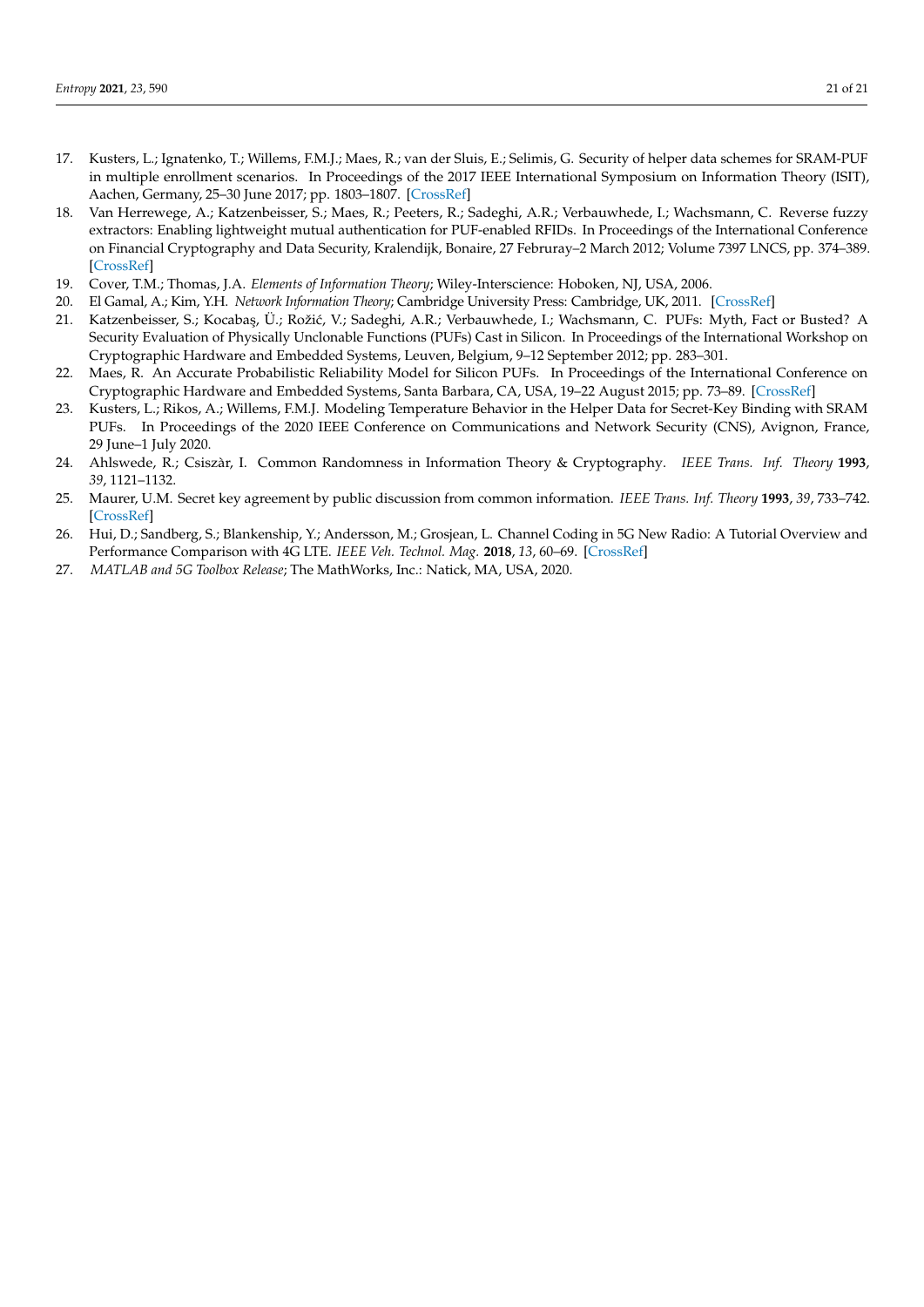17. Kusters, L.; Ignatenko, T.; Willems, F.M.J.; Maes, R.; van der Sluis, E.; Selimis, G. Security of helper data schemes for SRAM-PUF in multiple enrollment scenarios. In Proceedings of the 2017 IEEE International Symposium on Information Theory (ISIT), Aachen, Germany, 25–30 June 2017; pp. 1803–1807. [CrossRef]
18. Van Herrewege, A.; Katzenbeisser, S.; Maes, R.; Peeters, R.; Sadeghi, A.R.; Verbauwhede, I.; Wachsmann, C. Reverse fuzzy extractors: Enabling lightweight mutual authentication for PUF-enabled RFIDs. In Proceedings of the International Conference on Financial Cryptography and Data Security, Kralendijk, Bonaire, 27 Februray–2 March 2012; Volume 7397 LNCS, pp. 374–389. [CrossRef]
19. Cover, T.M.; Thomas, J.A. *Elements of Information Theory*; Wiley-Interscience: Hoboken, NJ, USA, 2006.
20. El Gamal, A.; Kim, Y.H. *Network Information Theory*; Cambridge University Press: Cambridge, UK, 2011. [CrossRef]
21. Katzenbeisser, S.; Kocabaş, Ü.; Rožić, V.; Sadeghi, A.R.; Verbauwhede, I.; Wachsmann, C. PUFs: Myth, Fact or Busted? A Security Evaluation of Physically Unclonable Functions (PUFs) Cast in Silicon. In Proceedings of the International Workshop on Cryptographic Hardware and Embedded Systems, Leuven, Belgium, 9–12 September 2012; pp. 283–301.
22. Maes, R. An Accurate Probabilistic Reliability Model for Silicon PUFs. In Proceedings of the International Conference on Cryptographic Hardware and Embedded Systems, Santa Barbara, CA, USA, 19–22 August 2015; pp. 73–89. [CrossRef]
23. Kusters, L.; Rikos, A.; Willems, F.M.J. Modeling Temperature Behavior in the Helper Data for Secret-Key Binding with SRAM PUFs. In Proceedings of the 2020 IEEE Conference on Communications and Network Security (CNS), Avignon, France, 29 June–1 July 2020.
24. Ahlswede, R.; Csiszàr, I. Common Randomness in Information Theory & Cryptography. *IEEE Trans. Inf. Theory* **1993**, *39*, 1121–1132.
25. Maurer, U.M. Secret key agreement by public discussion from common information. *IEEE Trans. Inf. Theory* **1993**, *39*, 733–742. [CrossRef]
26. Hui, D.; Sandberg, S.; Blankenship, Y.; Andersson, M.; Grosjean, L. Channel Coding in 5G New Radio: A Tutorial Overview and Performance Comparison with 4G LTE. *IEEE Veh. Technol. Mag.* **2018**, *13*, 60–69. [CrossRef]
27. *MATLAB and 5G Toolbox Release*; The MathWorks, Inc.: Natick, MA, USA, 2020.